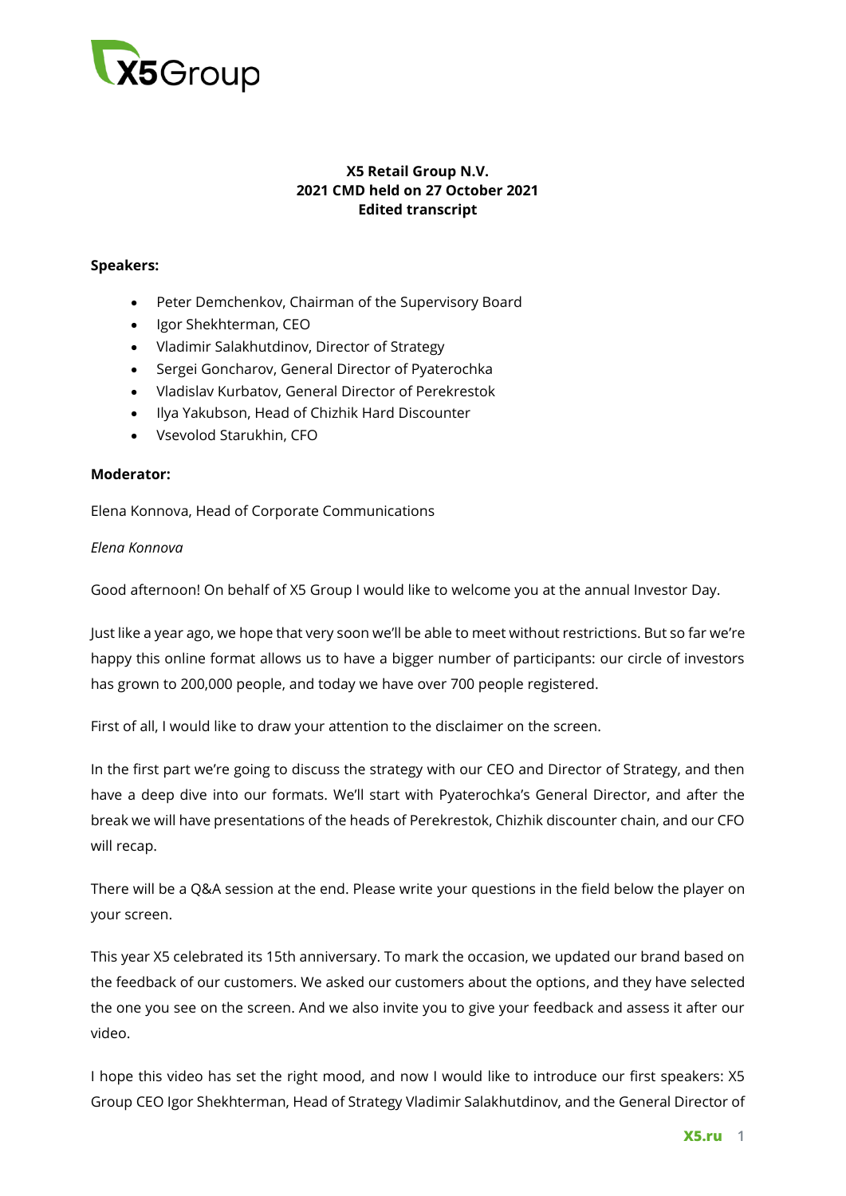**X5 Retail Group N.V.**
**2021 CMD held on 27 October 2021**
**Edited transcript**

**Speakers:**

- Peter Demchenkov, Chairman of the Supervisory Board
- Igor Shekhterman, CEO
- Vladimir Salakhutdinov, Director of Strategy
- Sergei Goncharov, General Director of Pyaterochka
- Vladislav Kurbatov, General Director of Perekrestok
- Ilya Yakubson, Head of Chizhik Hard Discounter
- Vsevolod Starukhin, CFO

**Moderator:**

Elena Konnova, Head of Corporate Communications

*Elena Konnova*

Good afternoon! On behalf of X5 Group I would like to welcome you at the annual Investor Day.

Just like a year ago, we hope that very soon we'll be able to meet without restrictions. But so far we're happy this online format allows us to have a bigger number of participants: our circle of investors has grown to 200,000 people, and today we have over 700 people registered.

First of all, I would like to draw your attention to the disclaimer on the screen.

In the first part we're going to discuss the strategy with our CEO and Director of Strategy, and then have a deep dive into our formats. We'll start with Pyaterochka's General Director, and after the break we will have presentations of the heads of Perekrestok, Chizhik discounter chain, and our CFO will recap.

There will be a Q&A session at the end. Please write your questions in the field below the player on your screen.

This year X5 celebrated its 15th anniversary. To mark the occasion, we updated our brand based on the feedback of our customers. We asked our customers about the options, and they have selected the one you see on the screen. And we also invite you to give your feedback and assess it after our video.

I hope this video has set the right mood, and now I would like to introduce our first speakers: X5 Group CEO Igor Shekhterman, Head of Strategy Vladimir Salakhutdinov, and the General Director of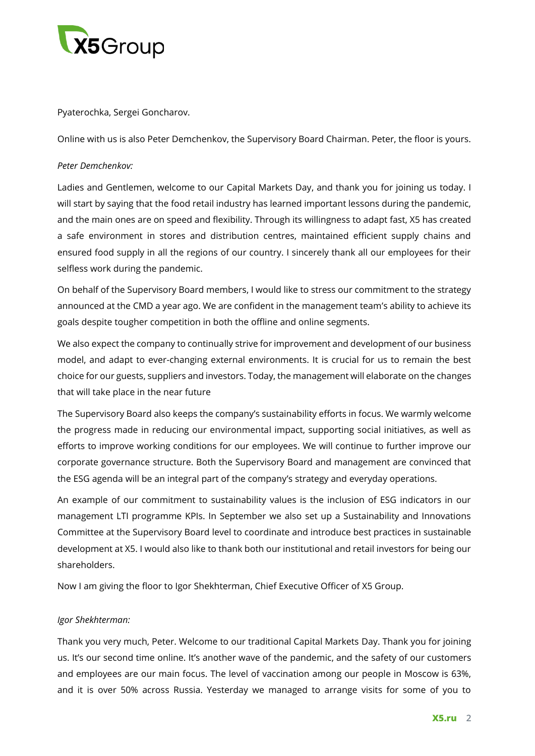Pyaterochka, Sergei Goncharov.

Online with us is also Peter Demchenkov, the Supervisory Board Chairman. Peter, the floor is yours.

*Peter Demchenkov:*

Ladies and Gentlemen, welcome to our Capital Markets Day, and thank you for joining us today. I will start by saying that the food retail industry has learned important lessons during the pandemic, and the main ones are on speed and flexibility. Through its willingness to adapt fast, X5 has created a safe environment in stores and distribution centres, maintained efficient supply chains and ensured food supply in all the regions of our country. I sincerely thank all our employees for their selfless work during the pandemic.

On behalf of the Supervisory Board members, I would like to stress our commitment to the strategy announced at the CMD a year ago. We are confident in the management team's ability to achieve its goals despite tougher competition in both the offline and online segments.

We also expect the company to continually strive for improvement and development of our business model, and adapt to ever-changing external environments. It is crucial for us to remain the best choice for our guests, suppliers and investors. Today, the management will elaborate on the changes that will take place in the near future

The Supervisory Board also keeps the company's sustainability efforts in focus. We warmly welcome the progress made in reducing our environmental impact, supporting social initiatives, as well as efforts to improve working conditions for our employees. We will continue to further improve our corporate governance structure. Both the Supervisory Board and management are convinced that the ESG agenda will be an integral part of the company's strategy and everyday operations.

An example of our commitment to sustainability values is the inclusion of ESG indicators in our management LTI programme KPIs. In September we also set up a Sustainability and Innovations Committee at the Supervisory Board level to coordinate and introduce best practices in sustainable development at X5. I would also like to thank both our institutional and retail investors for being our shareholders.

Now I am giving the floor to Igor Shekhterman, Chief Executive Officer of X5 Group.

*Igor Shekhterman:*

Thank you very much, Peter. Welcome to our traditional Capital Markets Day. Thank you for joining us. It's our second time online. It's another wave of the pandemic, and the safety of our customers and employees are our main focus. The level of vaccination among our people in Moscow is 63%, and it is over 50% across Russia. Yesterday we managed to arrange visits for some of you to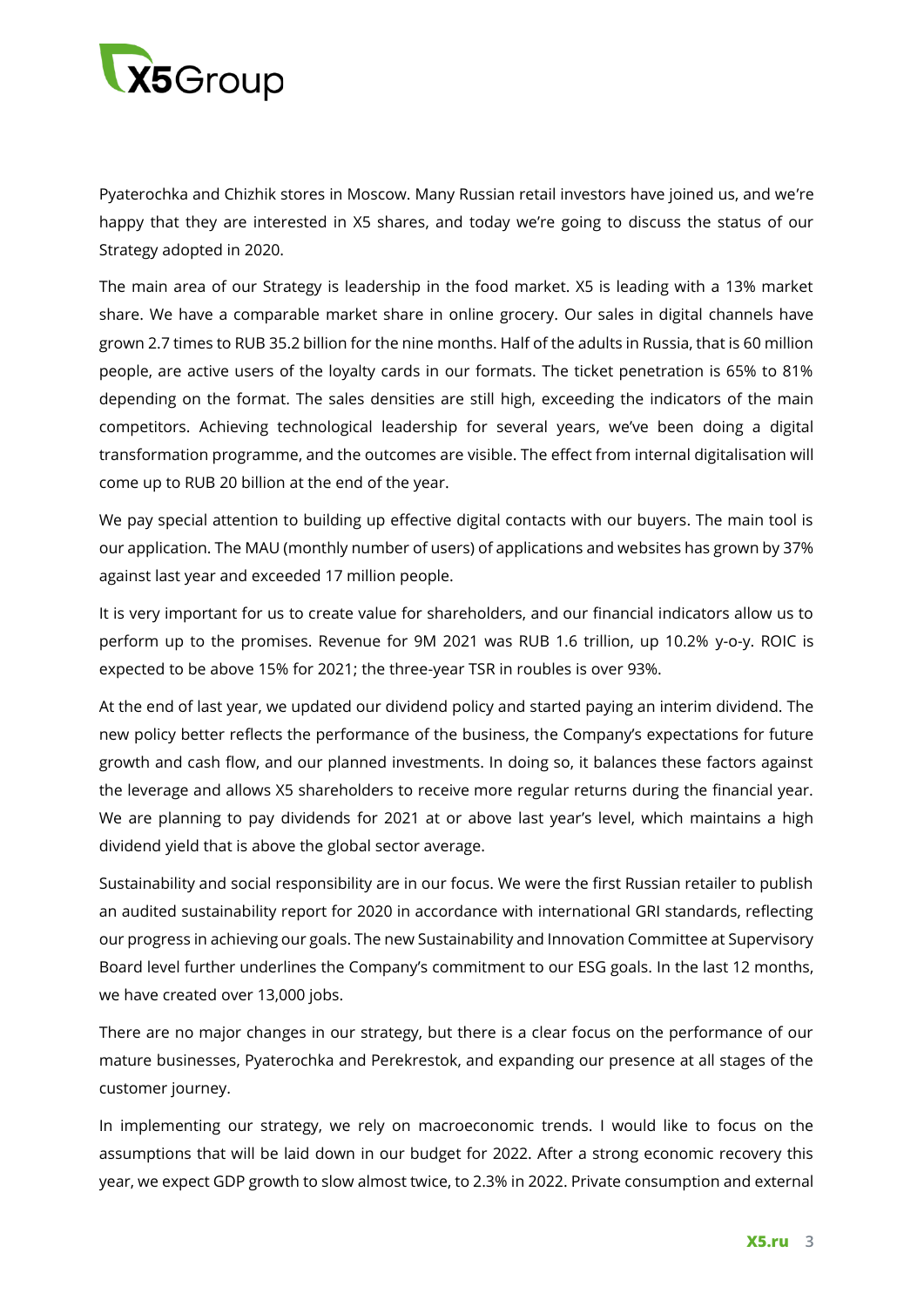Pyaterochka and Chizhik stores in Moscow. Many Russian retail investors have joined us, and we're happy that they are interested in X5 shares, and today we're going to discuss the status of our Strategy adopted in 2020.

The main area of our Strategy is leadership in the food market. X5 is leading with a 13% market share. We have a comparable market share in online grocery. Our sales in digital channels have grown 2.7 times to RUB 35.2 billion for the nine months. Half of the adults in Russia, that is 60 million people, are active users of the loyalty cards in our formats. The ticket penetration is 65% to 81% depending on the format. The sales densities are still high, exceeding the indicators of the main competitors. Achieving technological leadership for several years, we've been doing a digital transformation programme, and the outcomes are visible. The effect from internal digitalisation will come up to RUB 20 billion at the end of the year.

We pay special attention to building up effective digital contacts with our buyers. The main tool is our application. The MAU (monthly number of users) of applications and websites has grown by 37% against last year and exceeded 17 million people.

It is very important for us to create value for shareholders, and our financial indicators allow us to perform up to the promises. Revenue for 9M 2021 was RUB 1.6 trillion, up 10.2% y-o-y. ROIC is expected to be above 15% for 2021; the three-year TSR in roubles is over 93%.

At the end of last year, we updated our dividend policy and started paying an interim dividend. The new policy better reflects the performance of the business, the Company's expectations for future growth and cash flow, and our planned investments. In doing so, it balances these factors against the leverage and allows X5 shareholders to receive more regular returns during the financial year. We are planning to pay dividends for 2021 at or above last year's level, which maintains a high dividend yield that is above the global sector average.

Sustainability and social responsibility are in our focus. We were the first Russian retailer to publish an audited sustainability report for 2020 in accordance with international GRI standards, reflecting our progress in achieving our goals. The new Sustainability and Innovation Committee at Supervisory Board level further underlines the Company's commitment to our ESG goals. In the last 12 months, we have created over 13,000 jobs.

There are no major changes in our strategy, but there is a clear focus on the performance of our mature businesses, Pyaterochka and Perekrestok, and expanding our presence at all stages of the customer journey.

In implementing our strategy, we rely on macroeconomic trends. I would like to focus on the assumptions that will be laid down in our budget for 2022. After a strong economic recovery this year, we expect GDP growth to slow almost twice, to 2.3% in 2022. Private consumption and external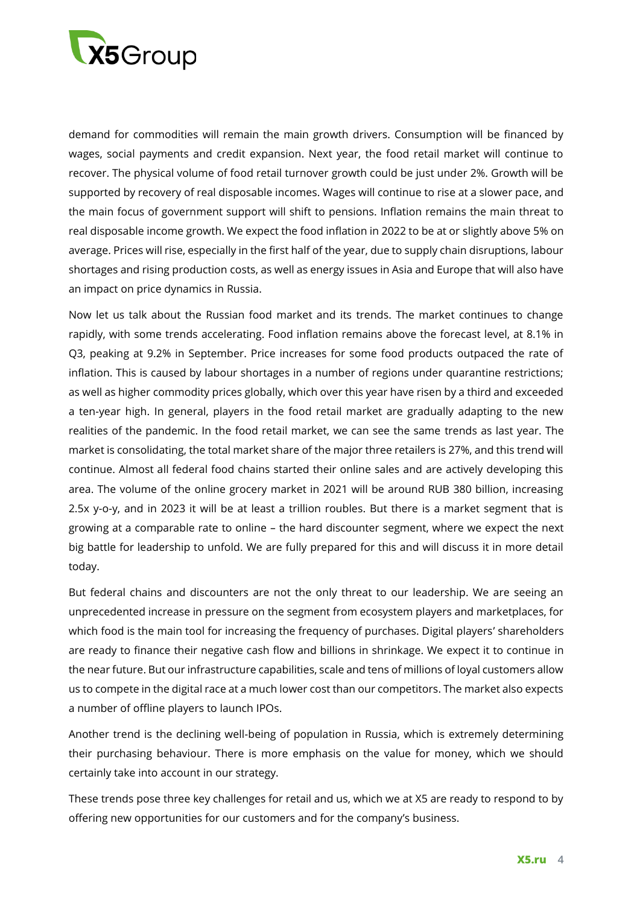demand for commodities will remain the main growth drivers. Consumption will be financed by wages, social payments and credit expansion. Next year, the food retail market will continue to recover. The physical volume of food retail turnover growth could be just under 2%. Growth will be supported by recovery of real disposable incomes. Wages will continue to rise at a slower pace, and the main focus of government support will shift to pensions. Inflation remains the main threat to real disposable income growth. We expect the food inflation in 2022 to be at or slightly above 5% on average. Prices will rise, especially in the first half of the year, due to supply chain disruptions, labour shortages and rising production costs, as well as energy issues in Asia and Europe that will also have an impact on price dynamics in Russia.

Now let us talk about the Russian food market and its trends. The market continues to change rapidly, with some trends accelerating. Food inflation remains above the forecast level, at 8.1% in Q3, peaking at 9.2% in September. Price increases for some food products outpaced the rate of inflation. This is caused by labour shortages in a number of regions under quarantine restrictions; as well as higher commodity prices globally, which over this year have risen by a third and exceeded a ten-year high. In general, players in the food retail market are gradually adapting to the new realities of the pandemic. In the food retail market, we can see the same trends as last year. The market is consolidating, the total market share of the major three retailers is 27%, and this trend will continue. Almost all federal food chains started their online sales and are actively developing this area. The volume of the online grocery market in 2021 will be around RUB 380 billion, increasing 2.5x y-o-y, and in 2023 it will be at least a trillion roubles. But there is a market segment that is growing at a comparable rate to online – the hard discounter segment, where we expect the next big battle for leadership to unfold. We are fully prepared for this and will discuss it in more detail today.

But federal chains and discounters are not the only threat to our leadership. We are seeing an unprecedented increase in pressure on the segment from ecosystem players and marketplaces, for which food is the main tool for increasing the frequency of purchases. Digital players' shareholders are ready to finance their negative cash flow and billions in shrinkage. We expect it to continue in the near future. But our infrastructure capabilities, scale and tens of millions of loyal customers allow us to compete in the digital race at a much lower cost than our competitors. The market also expects a number of offline players to launch IPOs.

Another trend is the declining well-being of population in Russia, which is extremely determining their purchasing behaviour. There is more emphasis on the value for money, which we should certainly take into account in our strategy.

These trends pose three key challenges for retail and us, which we at X5 are ready to respond to by offering new opportunities for our customers and for the company's business.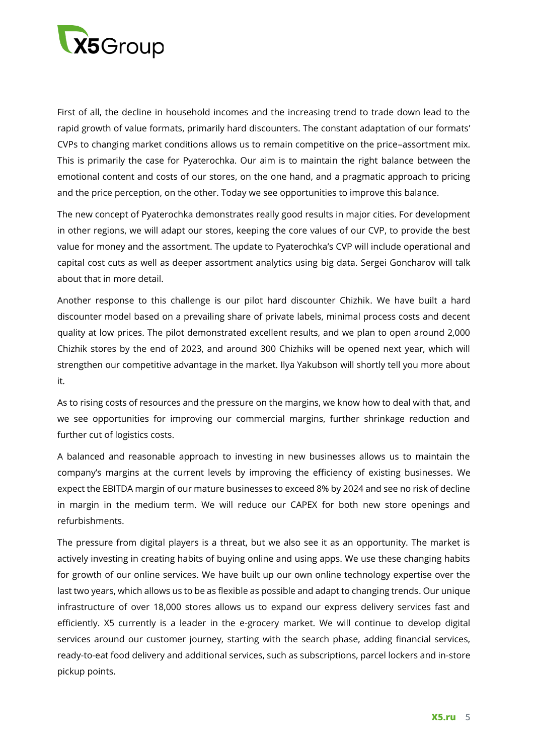First of all, the decline in household incomes and the increasing trend to trade down lead to the rapid growth of value formats, primarily hard discounters. The constant adaptation of our formats' CVPs to changing market conditions allows us to remain competitive on the price–assortment mix. This is primarily the case for Pyaterochka. Our aim is to maintain the right balance between the emotional content and costs of our stores, on the one hand, and a pragmatic approach to pricing and the price perception, on the other. Today we see opportunities to improve this balance.

The new concept of Pyaterochka demonstrates really good results in major cities. For development in other regions, we will adapt our stores, keeping the core values of our CVP, to provide the best value for money and the assortment. The update to Pyaterochka's CVP will include operational and capital cost cuts as well as deeper assortment analytics using big data. Sergei Goncharov will talk about that in more detail.

Another response to this challenge is our pilot hard discounter Chizhik. We have built a hard discounter model based on a prevailing share of private labels, minimal process costs and decent quality at low prices. The pilot demonstrated excellent results, and we plan to open around 2,000 Chizhik stores by the end of 2023, and around 300 Chizhiks will be opened next year, which will strengthen our competitive advantage in the market. Ilya Yakubson will shortly tell you more about it.

As to rising costs of resources and the pressure on the margins, we know how to deal with that, and we see opportunities for improving our commercial margins, further shrinkage reduction and further cut of logistics costs.

A balanced and reasonable approach to investing in new businesses allows us to maintain the company's margins at the current levels by improving the efficiency of existing businesses. We expect the EBITDA margin of our mature businesses to exceed 8% by 2024 and see no risk of decline in margin in the medium term. We will reduce our CAPEX for both new store openings and refurbishments.

The pressure from digital players is a threat, but we also see it as an opportunity. The market is actively investing in creating habits of buying online and using apps. We use these changing habits for growth of our online services. We have built up our own online technology expertise over the last two years, which allows us to be as flexible as possible and adapt to changing trends. Our unique infrastructure of over 18,000 stores allows us to expand our express delivery services fast and efficiently. X5 currently is a leader in the e-grocery market. We will continue to develop digital services around our customer journey, starting with the search phase, adding financial services, ready-to-eat food delivery and additional services, such as subscriptions, parcel lockers and in-store pickup points.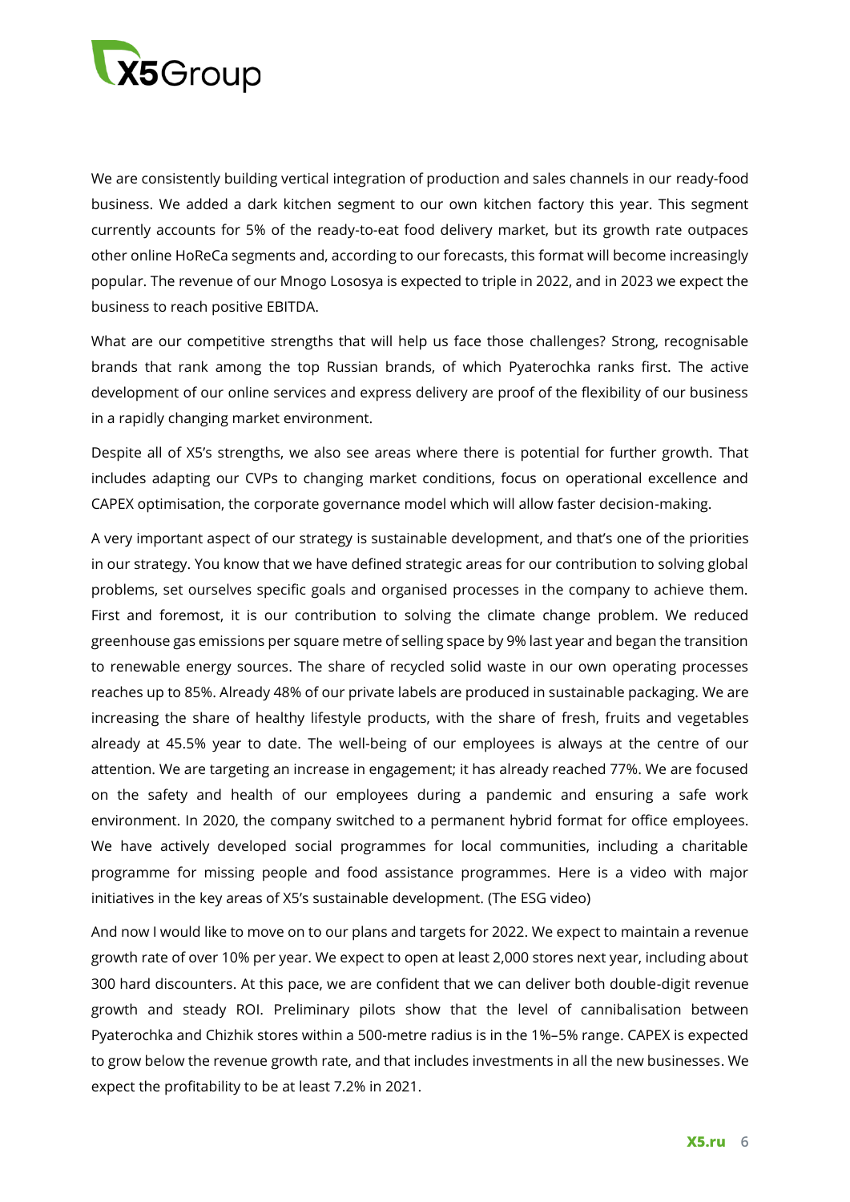We are consistently building vertical integration of production and sales channels in our ready-food business. We added a dark kitchen segment to our own kitchen factory this year. This segment currently accounts for 5% of the ready-to-eat food delivery market, but its growth rate outpaces other online HoReCa segments and, according to our forecasts, this format will become increasingly popular. The revenue of our Mnogo Lososya is expected to triple in 2022, and in 2023 we expect the business to reach positive EBITDA.

What are our competitive strengths that will help us face those challenges? Strong, recognisable brands that rank among the top Russian brands, of which Pyaterochka ranks first. The active development of our online services and express delivery are proof of the flexibility of our business in a rapidly changing market environment.

Despite all of X5's strengths, we also see areas where there is potential for further growth. That includes adapting our CVPs to changing market conditions, focus on operational excellence and CAPEX optimisation, the corporate governance model which will allow faster decision-making.

A very important aspect of our strategy is sustainable development, and that's one of the priorities in our strategy. You know that we have defined strategic areas for our contribution to solving global problems, set ourselves specific goals and organised processes in the company to achieve them. First and foremost, it is our contribution to solving the climate change problem. We reduced greenhouse gas emissions per square metre of selling space by 9% last year and began the transition to renewable energy sources. The share of recycled solid waste in our own operating processes reaches up to 85%. Already 48% of our private labels are produced in sustainable packaging. We are increasing the share of healthy lifestyle products, with the share of fresh, fruits and vegetables already at 45.5% year to date. The well-being of our employees is always at the centre of our attention. We are targeting an increase in engagement; it has already reached 77%. We are focused on the safety and health of our employees during a pandemic and ensuring a safe work environment. In 2020, the company switched to a permanent hybrid format for office employees. We have actively developed social programmes for local communities, including a charitable programme for missing people and food assistance programmes. Here is a video with major initiatives in the key areas of X5's sustainable development. (The ESG video)

And now I would like to move on to our plans and targets for 2022. We expect to maintain a revenue growth rate of over 10% per year. We expect to open at least 2,000 stores next year, including about 300 hard discounters. At this pace, we are confident that we can deliver both double-digit revenue growth and steady ROI. Preliminary pilots show that the level of cannibalisation between Pyaterochka and Chizhik stores within a 500-metre radius is in the 1%–5% range. CAPEX is expected to grow below the revenue growth rate, and that includes investments in all the new businesses. We expect the profitability to be at least 7.2% in 2021.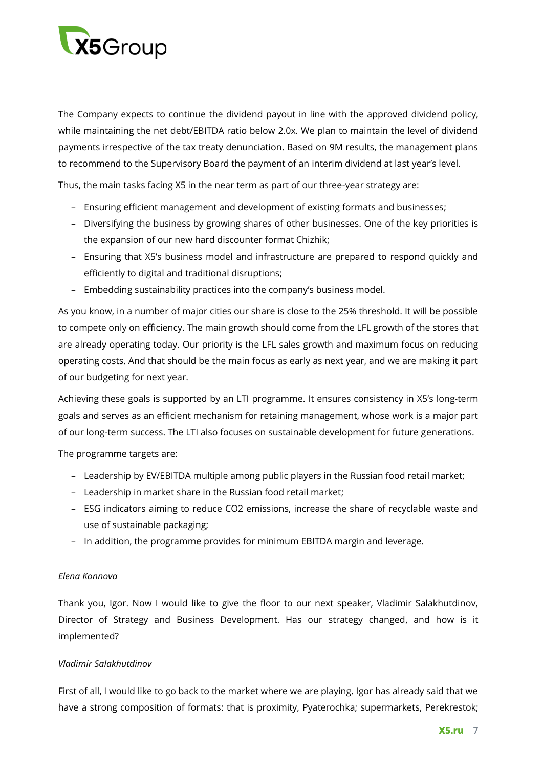The Company expects to continue the dividend payout in line with the approved dividend policy, while maintaining the net debt/EBITDA ratio below 2.0x. We plan to maintain the level of dividend payments irrespective of the tax treaty denunciation. Based on 9M results, the management plans to recommend to the Supervisory Board the payment of an interim dividend at last year's level.

Thus, the main tasks facing X5 in the near term as part of our three-year strategy are:

- Ensuring efficient management and development of existing formats and businesses;
- Diversifying the business by growing shares of other businesses. One of the key priorities is the expansion of our new hard discounter format Chizhik;
- Ensuring that X5's business model and infrastructure are prepared to respond quickly and efficiently to digital and traditional disruptions;
- Embedding sustainability practices into the company's business model.

As you know, in a number of major cities our share is close to the 25% threshold. It will be possible to compete only on efficiency. The main growth should come from the LFL growth of the stores that are already operating today. Our priority is the LFL sales growth and maximum focus on reducing operating costs. And that should be the main focus as early as next year, and we are making it part of our budgeting for next year.

Achieving these goals is supported by an LTI programme. It ensures consistency in X5's long-term goals and serves as an efficient mechanism for retaining management, whose work is a major part of our long-term success. The LTI also focuses on sustainable development for future generations.

The programme targets are:

- Leadership by EV/EBITDA multiple among public players in the Russian food retail market;
- Leadership in market share in the Russian food retail market;
- ESG indicators aiming to reduce $CO_2$ emissions, increase the share of recyclable waste and use of sustainable packaging;
- In addition, the programme provides for minimum EBITDA margin and leverage.

*Elena Konnova*

Thank you, Igor. Now I would like to give the floor to our next speaker, Vladimir Salakhutdinov, Director of Strategy and Business Development. Has our strategy changed, and how is it implemented?

*Vladimir Salakhutdinov*

First of all, I would like to go back to the market where we are playing. Igor has already said that we have a strong composition of formats: that is proximity, Pyaterochka; supermarkets, Perekrestok;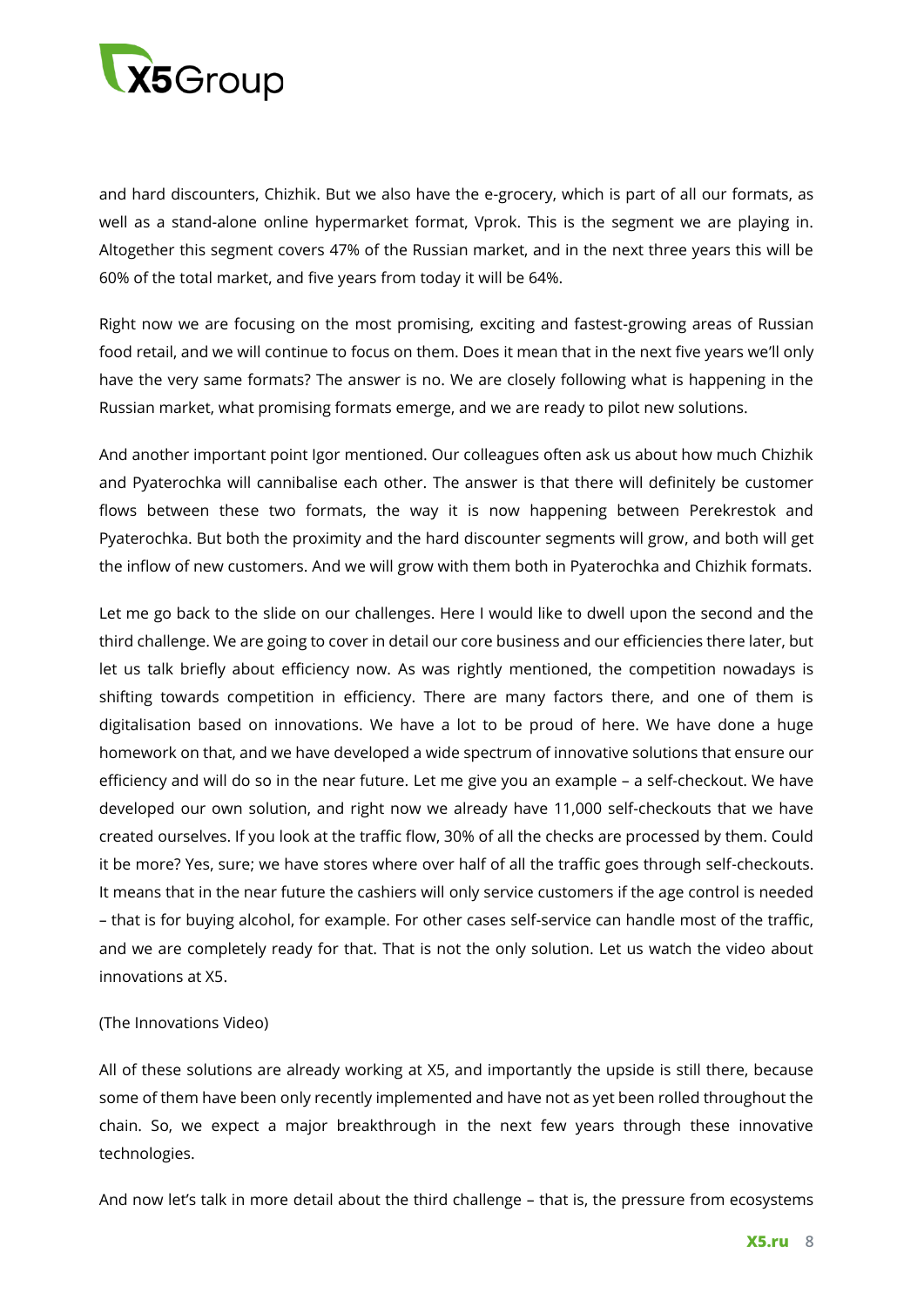and hard discounters, Chizhik. But we also have the e-grocery, which is part of all our formats, as well as a stand-alone online hypermarket format, Vprok. This is the segment we are playing in. Altogether this segment covers 47% of the Russian market, and in the next three years this will be 60% of the total market, and five years from today it will be 64%.

Right now we are focusing on the most promising, exciting and fastest-growing areas of Russian food retail, and we will continue to focus on them. Does it mean that in the next five years we'll only have the very same formats? The answer is no. We are closely following what is happening in the Russian market, what promising formats emerge, and we are ready to pilot new solutions.

And another important point Igor mentioned. Our colleagues often ask us about how much Chizhik and Pyaterochka will cannibalise each other. The answer is that there will definitely be customer flows between these two formats, the way it is now happening between Perekrestok and Pyaterochka. But both the proximity and the hard discounter segments will grow, and both will get the inflow of new customers. And we will grow with them both in Pyaterochka and Chizhik formats.

Let me go back to the slide on our challenges. Here I would like to dwell upon the second and the third challenge. We are going to cover in detail our core business and our efficiencies there later, but let us talk briefly about efficiency now. As was rightly mentioned, the competition nowadays is shifting towards competition in efficiency. There are many factors there, and one of them is digitalisation based on innovations. We have a lot to be proud of here. We have done a huge homework on that, and we have developed a wide spectrum of innovative solutions that ensure our efficiency and will do so in the near future. Let me give you an example – a self-checkout. We have developed our own solution, and right now we already have 11,000 self-checkouts that we have created ourselves. If you look at the traffic flow, 30% of all the checks are processed by them. Could it be more? Yes, sure; we have stores where over half of all the traffic goes through self-checkouts. It means that in the near future the cashiers will only service customers if the age control is needed – that is for buying alcohol, for example. For other cases self-service can handle most of the traffic, and we are completely ready for that. That is not the only solution. Let us watch the video about innovations at X5.

(The Innovations Video)

All of these solutions are already working at X5, and importantly the upside is still there, because some of them have been only recently implemented and have not as yet been rolled throughout the chain. So, we expect a major breakthrough in the next few years through these innovative technologies.

And now let's talk in more detail about the third challenge – that is, the pressure from ecosystems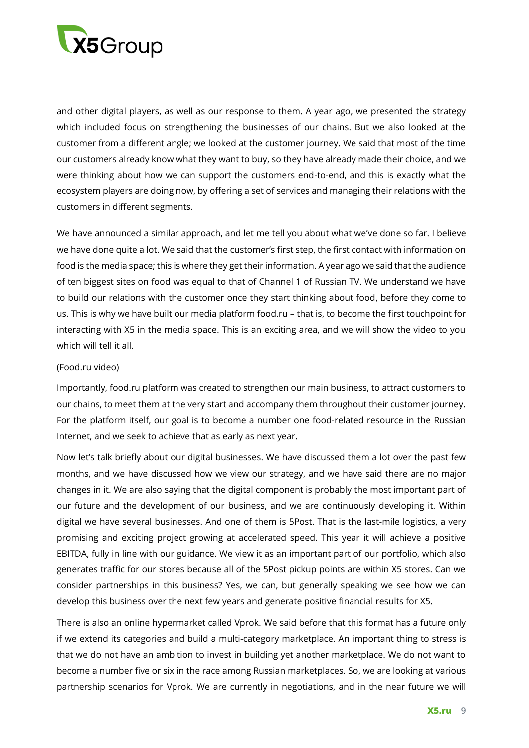and other digital players, as well as our response to them. A year ago, we presented the strategy which included focus on strengthening the businesses of our chains. But we also looked at the customer from a different angle; we looked at the customer journey. We said that most of the time our customers already know what they want to buy, so they have already made their choice, and we were thinking about how we can support the customers end-to-end, and this is exactly what the ecosystem players are doing now, by offering a set of services and managing their relations with the customers in different segments.

We have announced a similar approach, and let me tell you about what we've done so far. I believe we have done quite a lot. We said that the customer's first step, the first contact with information on food is the media space; this is where they get their information. A year ago we said that the audience of ten biggest sites on food was equal to that of Channel 1 of Russian TV. We understand we have to build our relations with the customer once they start thinking about food, before they come to us. This is why we have built our media platform food.ru – that is, to become the first touchpoint for interacting with X5 in the media space. This is an exciting area, and we will show the video to you which will tell it all.

(Food.ru video)

Importantly, food.ru platform was created to strengthen our main business, to attract customers to our chains, to meet them at the very start and accompany them throughout their customer journey. For the platform itself, our goal is to become a number one food-related resource in the Russian Internet, and we seek to achieve that as early as next year.

Now let's talk briefly about our digital businesses. We have discussed them a lot over the past few months, and we have discussed how we view our strategy, and we have said there are no major changes in it. We are also saying that the digital component is probably the most important part of our future and the development of our business, and we are continuously developing it. Within digital we have several businesses. And one of them is 5Post. That is the last-mile logistics, a very promising and exciting project growing at accelerated speed. This year it will achieve a positive EBITDA, fully in line with our guidance. We view it as an important part of our portfolio, which also generates traffic for our stores because all of the 5Post pickup points are within X5 stores. Can we consider partnerships in this business? Yes, we can, but generally speaking we see how we can develop this business over the next few years and generate positive financial results for X5.

There is also an online hypermarket called Vprok. We said before that this format has a future only if we extend its categories and build a multi-category marketplace. An important thing to stress is that we do not have an ambition to invest in building yet another marketplace. We do not want to become a number five or six in the race among Russian marketplaces. So, we are looking at various partnership scenarios for Vprok. We are currently in negotiations, and in the near future we will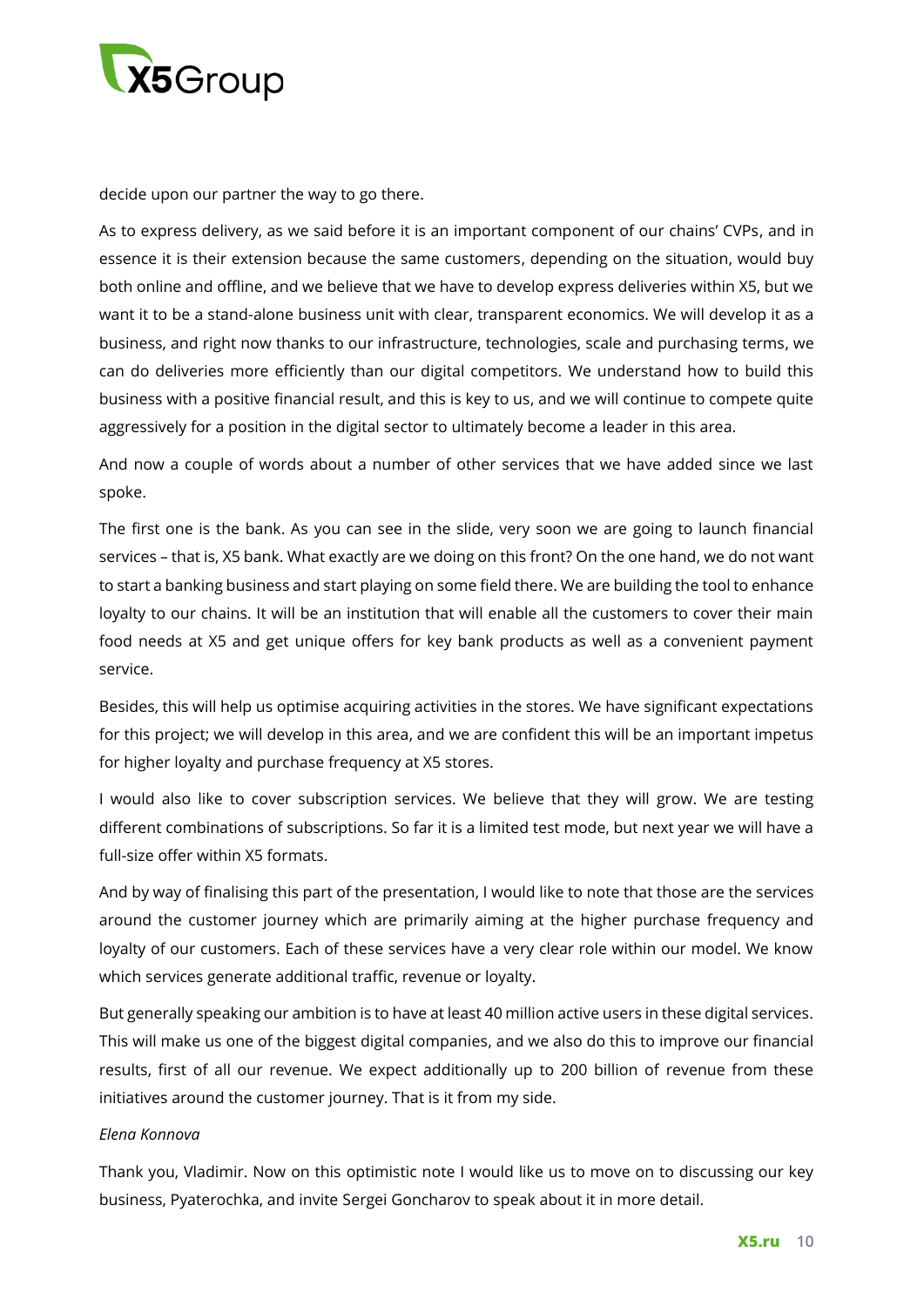decide upon our partner the way to go there.

As to express delivery, as we said before it is an important component of our chains' CVPs, and in essence it is their extension because the same customers, depending on the situation, would buy both online and offline, and we believe that we have to develop express deliveries within X5, but we want it to be a stand-alone business unit with clear, transparent economics. We will develop it as a business, and right now thanks to our infrastructure, technologies, scale and purchasing terms, we can do deliveries more efficiently than our digital competitors. We understand how to build this business with a positive financial result, and this is key to us, and we will continue to compete quite aggressively for a position in the digital sector to ultimately become a leader in this area.

And now a couple of words about a number of other services that we have added since we last spoke.

The first one is the bank. As you can see in the slide, very soon we are going to launch financial services – that is, X5 bank. What exactly are we doing on this front? On the one hand, we do not want to start a banking business and start playing on some field there. We are building the tool to enhance loyalty to our chains. It will be an institution that will enable all the customers to cover their main food needs at X5 and get unique offers for key bank products as well as a convenient payment service.

Besides, this will help us optimise acquiring activities in the stores. We have significant expectations for this project; we will develop in this area, and we are confident this will be an important impetus for higher loyalty and purchase frequency at X5 stores.

I would also like to cover subscription services. We believe that they will grow. We are testing different combinations of subscriptions. So far it is a limited test mode, but next year we will have a full-size offer within X5 formats.

And by way of finalising this part of the presentation, I would like to note that those are the services around the customer journey which are primarily aiming at the higher purchase frequency and loyalty of our customers. Each of these services have a very clear role within our model. We know which services generate additional traffic, revenue or loyalty.

But generally speaking our ambition is to have at least 40 million active users in these digital services. This will make us one of the biggest digital companies, and we also do this to improve our financial results, first of all our revenue. We expect additionally up to 200 billion of revenue from these initiatives around the customer journey. That is it from my side.

*Elena Konnova*

Thank you, Vladimir. Now on this optimistic note I would like us to move on to discussing our key business, Pyaterochka, and invite Sergei Goncharov to speak about it in more detail.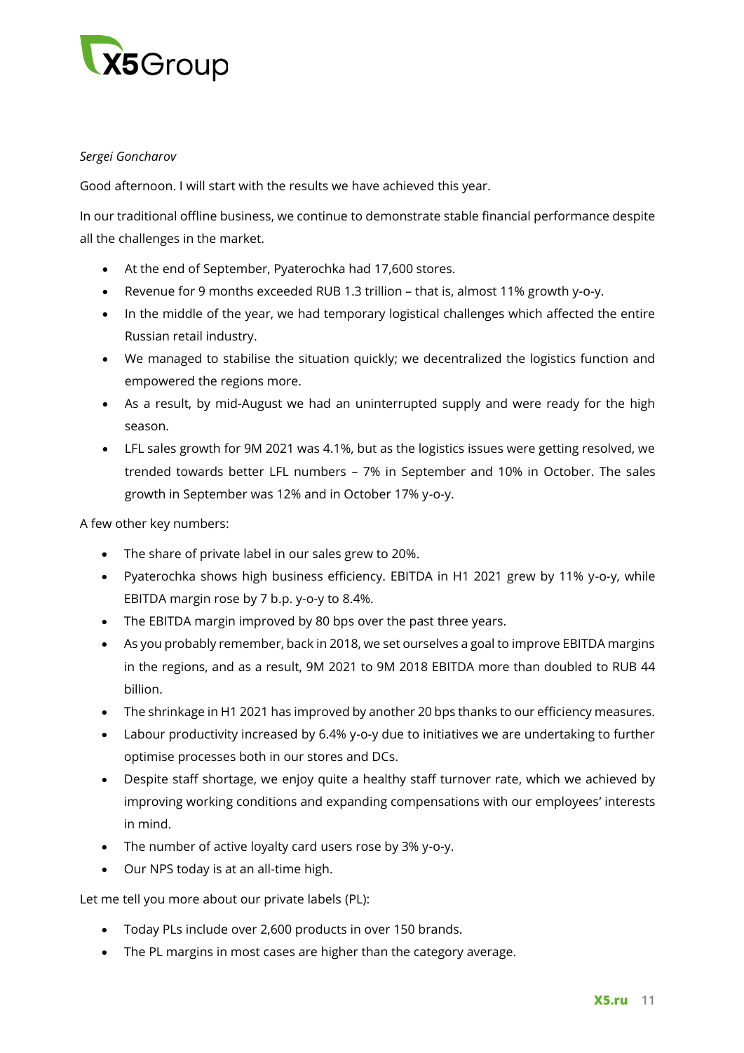*Sergei Goncharov*

Good afternoon. I will start with the results we have achieved this year.

In our traditional offline business, we continue to demonstrate stable financial performance despite all the challenges in the market.

- At the end of September, Pyaterochka had 17,600 stores.
- Revenue for 9 months exceeded RUB 1.3 trillion – that is, almost 11% growth y-o-y.
- In the middle of the year, we had temporary logistical challenges which affected the entire Russian retail industry.
- We managed to stabilise the situation quickly; we decentralized the logistics function and empowered the regions more.
- As a result, by mid-August we had an uninterrupted supply and were ready for the high season.
- LFL sales growth for 9M 2021 was 4.1%, but as the logistics issues were getting resolved, we trended towards better LFL numbers – 7% in September and 10% in October. The sales growth in September was 12% and in October 17% y-o-y.

A few other key numbers:

- The share of private label in our sales grew to 20%.
- Pyaterochka shows high business efficiency. EBITDA in H1 2021 grew by 11% y-o-y, while EBITDA margin rose by 7 b.p. y-o-y to 8.4%.
- The EBITDA margin improved by 80 bps over the past three years.
- As you probably remember, back in 2018, we set ourselves a goal to improve EBITDA margins in the regions, and as a result, 9M 2021 to 9M 2018 EBITDA more than doubled to RUB 44 billion.
- The shrinkage in H1 2021 has improved by another 20 bps thanks to our efficiency measures.
- Labour productivity increased by 6.4% y-o-y due to initiatives we are undertaking to further optimise processes both in our stores and DCs.
- Despite staff shortage, we enjoy quite a healthy staff turnover rate, which we achieved by improving working conditions and expanding compensations with our employees' interests in mind.
- The number of active loyalty card users rose by 3% y-o-y.
- Our NPS today is at an all-time high.

Let me tell you more about our private labels (PL):

- Today PLs include over 2,600 products in over 150 brands.
- The PL margins in most cases are higher than the category average.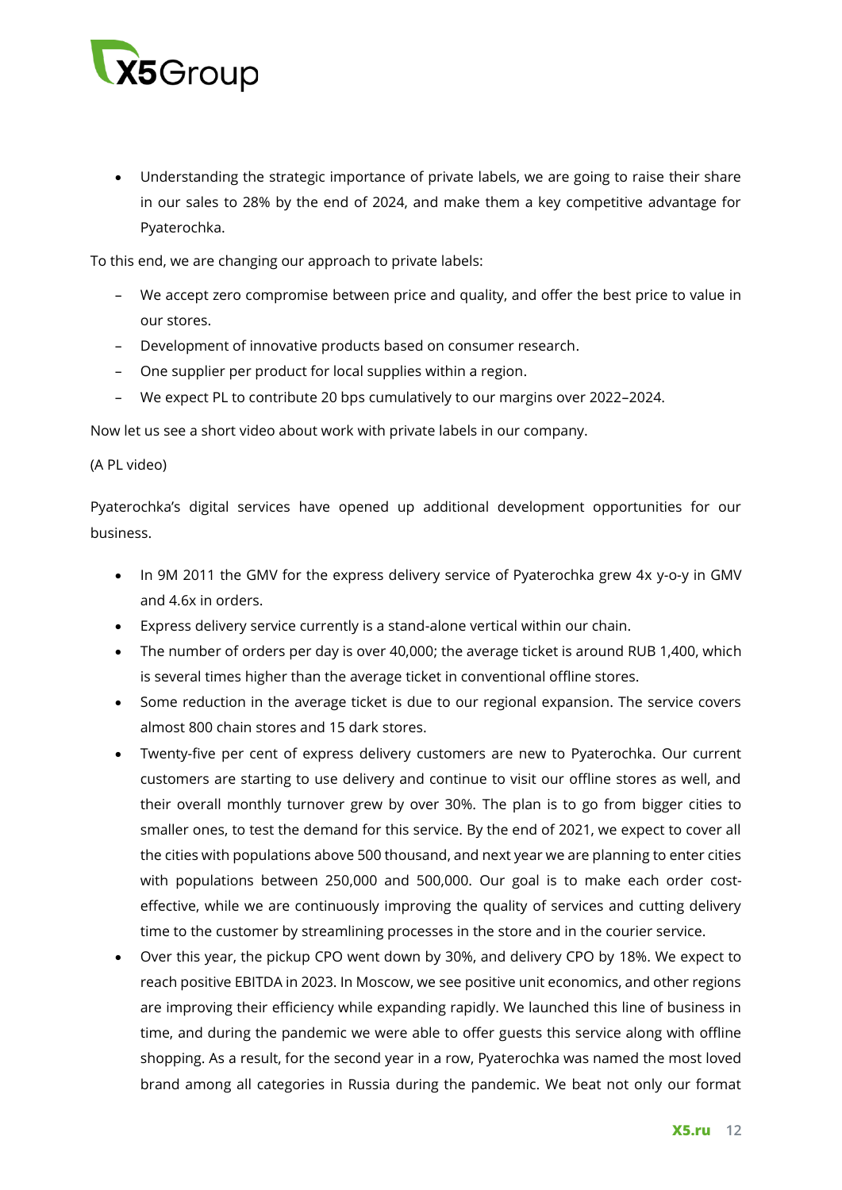- Understanding the strategic importance of private labels, we are going to raise their share in our sales to 28% by the end of 2024, and make them a key competitive advantage for Pyaterochka.

To this end, we are changing our approach to private labels:

- We accept zero compromise between price and quality, and offer the best price to value in our stores.
- Development of innovative products based on consumer research.
- One supplier per product for local supplies within a region.
- We expect PL to contribute 20 bps cumulatively to our margins over 2022–2024.

Now let us see a short video about work with private labels in our company.

(A PL video)

Pyaterochka's digital services have opened up additional development opportunities for our business.

- In 9M 2011 the GMV for the express delivery service of Pyaterochka grew 4x y-o-y in GMV and 4.6x in orders.
- Express delivery service currently is a stand-alone vertical within our chain.
- The number of orders per day is over 40,000; the average ticket is around RUB 1,400, which is several times higher than the average ticket in conventional offline stores.
- Some reduction in the average ticket is due to our regional expansion. The service covers almost 800 chain stores and 15 dark stores.
- Twenty-five per cent of express delivery customers are new to Pyaterochka. Our current customers are starting to use delivery and continue to visit our offline stores as well, and their overall monthly turnover grew by over 30%. The plan is to go from bigger cities to smaller ones, to test the demand for this service. By the end of 2021, we expect to cover all the cities with populations above 500 thousand, and next year we are planning to enter cities with populations between 250,000 and 500,000. Our goal is to make each order cost-effective, while we are continuously improving the quality of services and cutting delivery time to the customer by streamlining processes in the store and in the courier service.
- Over this year, the pickup CPO went down by 30%, and delivery CPO by 18%. We expect to reach positive EBITDA in 2023. In Moscow, we see positive unit economics, and other regions are improving their efficiency while expanding rapidly. We launched this line of business in time, and during the pandemic we were able to offer guests this service along with offline shopping. As a result, for the second year in a row, Pyaterochka was named the most loved brand among all categories in Russia during the pandemic. We beat not only our format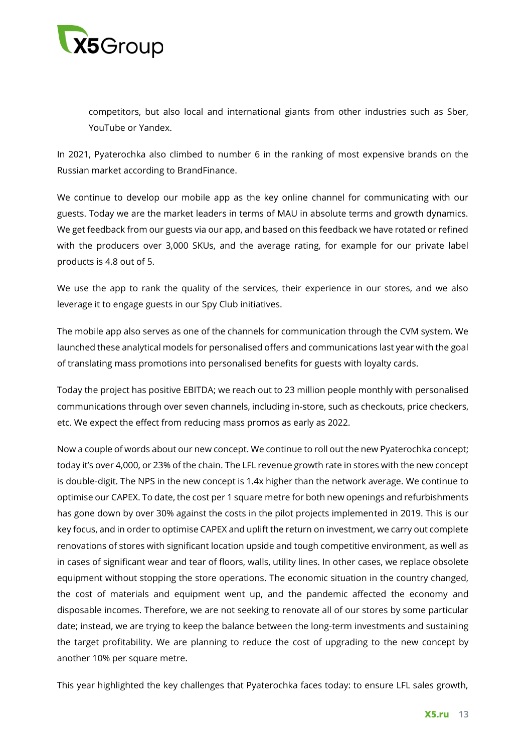competitors, but also local and international giants from other industries such as Sber, YouTube or Yandex.

In 2021, Pyaterochka also climbed to number 6 in the ranking of most expensive brands on the Russian market according to BrandFinance.

We continue to develop our mobile app as the key online channel for communicating with our guests. Today we are the market leaders in terms of MAU in absolute terms and growth dynamics. We get feedback from our guests via our app, and based on this feedback we have rotated or refined with the producers over 3,000 SKUs, and the average rating, for example for our private label products is 4.8 out of 5.

We use the app to rank the quality of the services, their experience in our stores, and we also leverage it to engage guests in our Spy Club initiatives.

The mobile app also serves as one of the channels for communication through the CVM system. We launched these analytical models for personalised offers and communications last year with the goal of translating mass promotions into personalised benefits for guests with loyalty cards.

Today the project has positive EBITDA; we reach out to 23 million people monthly with personalised communications through over seven channels, including in-store, such as checkouts, price checkers, etc. We expect the effect from reducing mass promos as early as 2022.

Now a couple of words about our new concept. We continue to roll out the new Pyaterochka concept; today it's over 4,000, or 23% of the chain. The LFL revenue growth rate in stores with the new concept is double-digit. The NPS in the new concept is 1.4x higher than the network average. We continue to optimise our CAPEX. To date, the cost per 1 square metre for both new openings and refurbishments has gone down by over 30% against the costs in the pilot projects implemented in 2019. This is our key focus, and in order to optimise CAPEX and uplift the return on investment, we carry out complete renovations of stores with significant location upside and tough competitive environment, as well as in cases of significant wear and tear of floors, walls, utility lines. In other cases, we replace obsolete equipment without stopping the store operations. The economic situation in the country changed, the cost of materials and equipment went up, and the pandemic affected the economy and disposable incomes. Therefore, we are not seeking to renovate all of our stores by some particular date; instead, we are trying to keep the balance between the long-term investments and sustaining the target profitability. We are planning to reduce the cost of upgrading to the new concept by another 10% per square metre.

This year highlighted the key challenges that Pyaterochka faces today: to ensure LFL sales growth,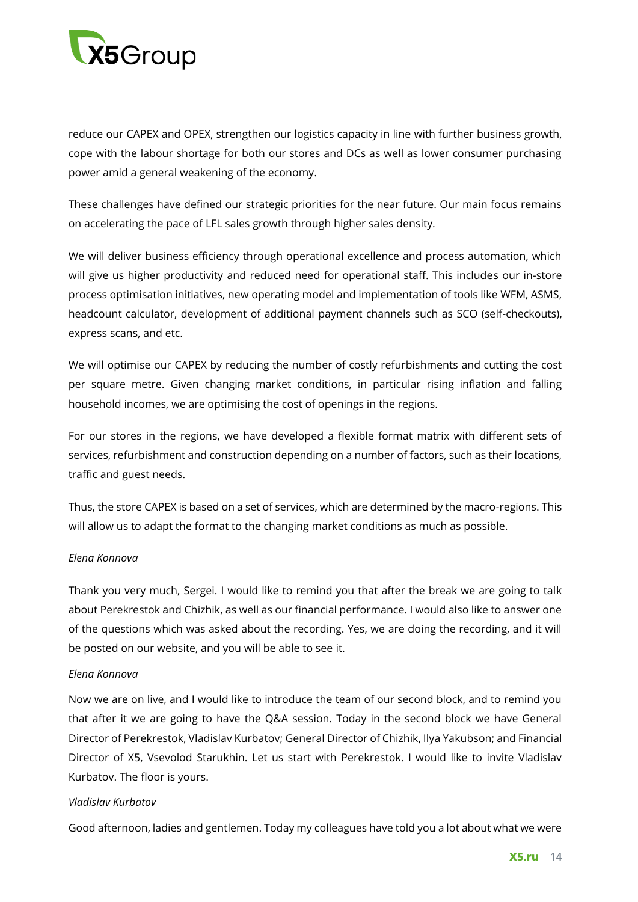reduce our CAPEX and OPEX, strengthen our logistics capacity in line with further business growth, cope with the labour shortage for both our stores and DCs as well as lower consumer purchasing power amid a general weakening of the economy.

These challenges have defined our strategic priorities for the near future. Our main focus remains on accelerating the pace of LFL sales growth through higher sales density.

We will deliver business efficiency through operational excellence and process automation, which will give us higher productivity and reduced need for operational staff. This includes our in-store process optimisation initiatives, new operating model and implementation of tools like WFM, ASMS, headcount calculator, development of additional payment channels such as SCO (self-checkouts), express scans, and etc.

We will optimise our CAPEX by reducing the number of costly refurbishments and cutting the cost per square metre. Given changing market conditions, in particular rising inflation and falling household incomes, we are optimising the cost of openings in the regions.

For our stores in the regions, we have developed a flexible format matrix with different sets of services, refurbishment and construction depending on a number of factors, such as their locations, traffic and guest needs.

Thus, the store CAPEX is based on a set of services, which are determined by the macro-regions. This will allow us to adapt the format to the changing market conditions as much as possible.

*Elena Konnova*

Thank you very much, Sergei. I would like to remind you that after the break we are going to talk about Perekrestok and Chizhik, as well as our financial performance. I would also like to answer one of the questions which was asked about the recording. Yes, we are doing the recording, and it will be posted on our website, and you will be able to see it.

*Elena Konnova*

Now we are on live, and I would like to introduce the team of our second block, and to remind you that after it we are going to have the Q&A session. Today in the second block we have General Director of Perekrestok, Vladislav Kurbatov; General Director of Chizhik, Ilya Yakubson; and Financial Director of X5, Vsevolod Starukhin. Let us start with Perekrestok. I would like to invite Vladislav Kurbatov. The floor is yours.

*Vladislav Kurbatov*

Good afternoon, ladies and gentlemen. Today my colleagues have told you a lot about what we were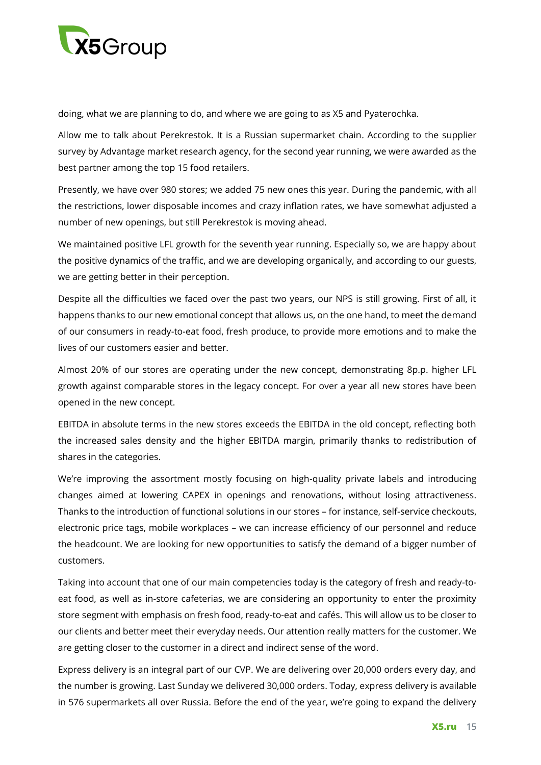doing, what we are planning to do, and where we are going to as X5 and Pyaterochka.

Allow me to talk about Perekrestok. It is a Russian supermarket chain. According to the supplier survey by Advantage market research agency, for the second year running, we were awarded as the best partner among the top 15 food retailers.

Presently, we have over 980 stores; we added 75 new ones this year. During the pandemic, with all the restrictions, lower disposable incomes and crazy inflation rates, we have somewhat adjusted a number of new openings, but still Perekrestok is moving ahead.

We maintained positive LFL growth for the seventh year running. Especially so, we are happy about the positive dynamics of the traffic, and we are developing organically, and according to our guests, we are getting better in their perception.

Despite all the difficulties we faced over the past two years, our NPS is still growing. First of all, it happens thanks to our new emotional concept that allows us, on the one hand, to meet the demand of our consumers in ready-to-eat food, fresh produce, to provide more emotions and to make the lives of our customers easier and better.

Almost 20% of our stores are operating under the new concept, demonstrating 8p.p. higher LFL growth against comparable stores in the legacy concept. For over a year all new stores have been opened in the new concept.

EBITDA in absolute terms in the new stores exceeds the EBITDA in the old concept, reflecting both the increased sales density and the higher EBITDA margin, primarily thanks to redistribution of shares in the categories.

We're improving the assortment mostly focusing on high-quality private labels and introducing changes aimed at lowering CAPEX in openings and renovations, without losing attractiveness. Thanks to the introduction of functional solutions in our stores – for instance, self-service checkouts, electronic price tags, mobile workplaces – we can increase efficiency of our personnel and reduce the headcount. We are looking for new opportunities to satisfy the demand of a bigger number of customers.

Taking into account that one of our main competencies today is the category of fresh and ready-to-eat food, as well as in-store cafeterias, we are considering an opportunity to enter the proximity store segment with emphasis on fresh food, ready-to-eat and cafés. This will allow us to be closer to our clients and better meet their everyday needs. Our attention really matters for the customer. We are getting closer to the customer in a direct and indirect sense of the word.

Express delivery is an integral part of our CVP. We are delivering over 20,000 orders every day, and the number is growing. Last Sunday we delivered 30,000 orders. Today, express delivery is available in 576 supermarkets all over Russia. Before the end of the year, we're going to expand the delivery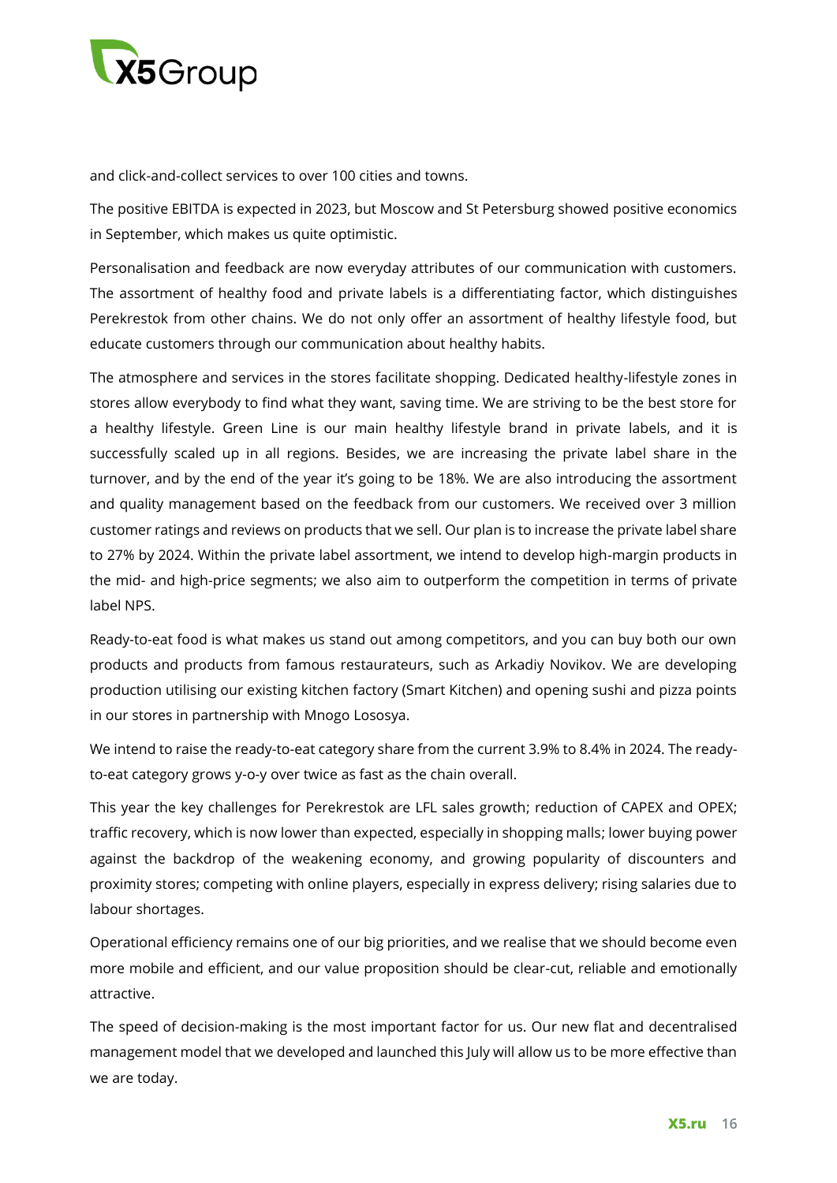and click-and-collect services to over 100 cities and towns.

The positive EBITDA is expected in 2023, but Moscow and St Petersburg showed positive economics in September, which makes us quite optimistic.

Personalisation and feedback are now everyday attributes of our communication with customers. The assortment of healthy food and private labels is a differentiating factor, which distinguishes Perekrestok from other chains. We do not only offer an assortment of healthy lifestyle food, but educate customers through our communication about healthy habits.

The atmosphere and services in the stores facilitate shopping. Dedicated healthy-lifestyle zones in stores allow everybody to find what they want, saving time. We are striving to be the best store for a healthy lifestyle. Green Line is our main healthy lifestyle brand in private labels, and it is successfully scaled up in all regions. Besides, we are increasing the private label share in the turnover, and by the end of the year it's going to be 18%. We are also introducing the assortment and quality management based on the feedback from our customers. We received over 3 million customer ratings and reviews on products that we sell. Our plan is to increase the private label share to 27% by 2024. Within the private label assortment, we intend to develop high-margin products in the mid- and high-price segments; we also aim to outperform the competition in terms of private label NPS.

Ready-to-eat food is what makes us stand out among competitors, and you can buy both our own products and products from famous restaurateurs, such as Arkadiy Novikov. We are developing production utilising our existing kitchen factory (Smart Kitchen) and opening sushi and pizza points in our stores in partnership with Mnogo Lososya.

We intend to raise the ready-to-eat category share from the current 3.9% to 8.4% in 2024. The ready-to-eat category grows y-o-y over twice as fast as the chain overall.

This year the key challenges for Perekrestok are LFL sales growth; reduction of CAPEX and OPEX; traffic recovery, which is now lower than expected, especially in shopping malls; lower buying power against the backdrop of the weakening economy, and growing popularity of discounters and proximity stores; competing with online players, especially in express delivery; rising salaries due to labour shortages.

Operational efficiency remains one of our big priorities, and we realise that we should become even more mobile and efficient, and our value proposition should be clear-cut, reliable and emotionally attractive.

The speed of decision-making is the most important factor for us. Our new flat and decentralised management model that we developed and launched this July will allow us to be more effective than we are today.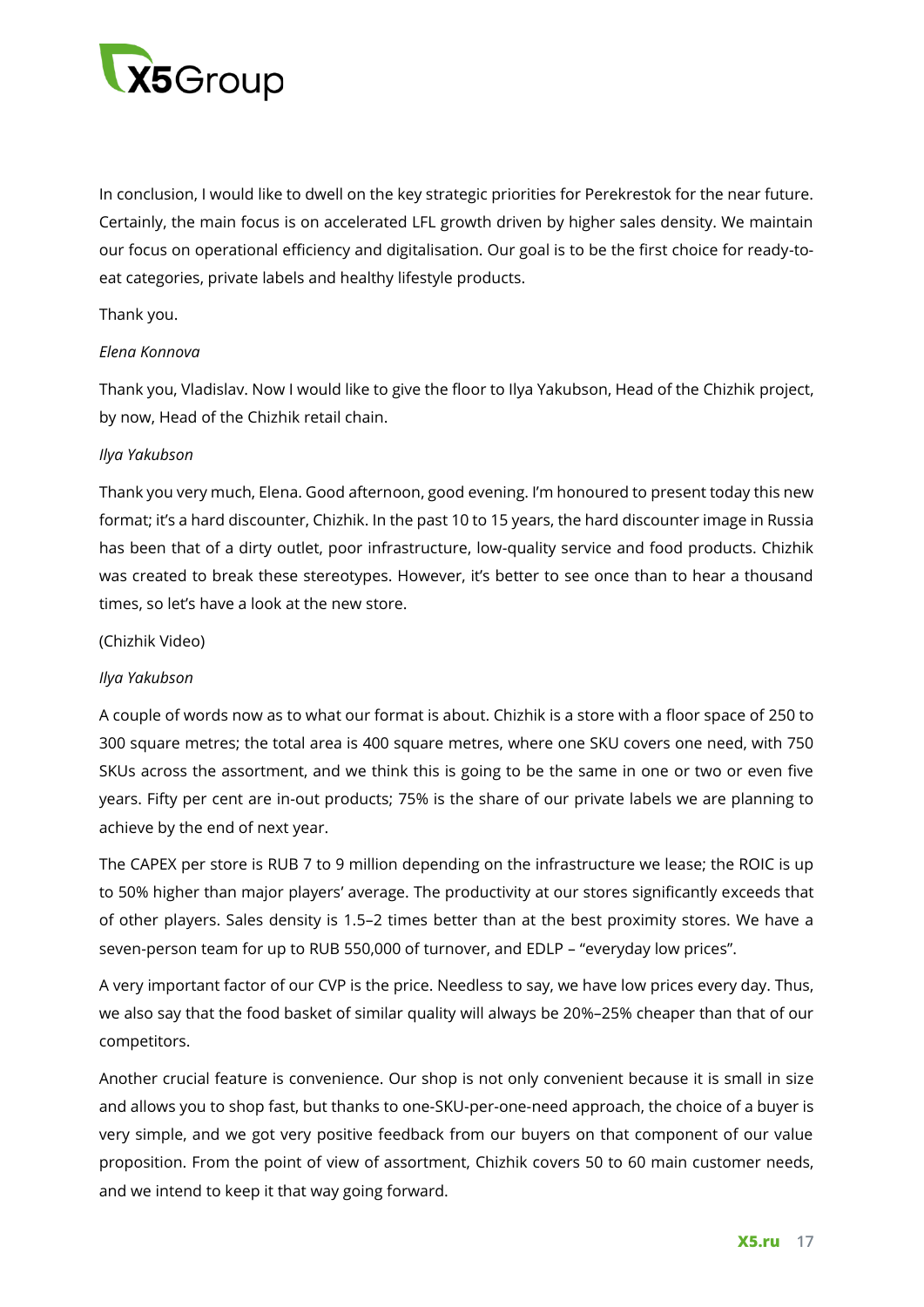In conclusion, I would like to dwell on the key strategic priorities for Perekrestok for the near future. Certainly, the main focus is on accelerated LFL growth driven by higher sales density. We maintain our focus on operational efficiency and digitalisation. Our goal is to be the first choice for ready-to-eat categories, private labels and healthy lifestyle products.

Thank you.

*Elena Konnova*

Thank you, Vladislav. Now I would like to give the floor to Ilya Yakubson, Head of the Chizhik project, by now, Head of the Chizhik retail chain.

*Ilya Yakubson*

Thank you very much, Elena. Good afternoon, good evening. I'm honoured to present today this new format; it's a hard discounter, Chizhik. In the past 10 to 15 years, the hard discounter image in Russia has been that of a dirty outlet, poor infrastructure, low-quality service and food products. Chizhik was created to break these stereotypes. However, it's better to see once than to hear a thousand times, so let's have a look at the new store.

(Chizhik Video)

*Ilya Yakubson*

A couple of words now as to what our format is about. Chizhik is a store with a floor space of 250 to 300 square metres; the total area is 400 square metres, where one SKU covers one need, with 750 SKUs across the assortment, and we think this is going to be the same in one or two or even five years. Fifty per cent are in-out products; 75% is the share of our private labels we are planning to achieve by the end of next year.

The CAPEX per store is RUB 7 to 9 million depending on the infrastructure we lease; the ROIC is up to 50% higher than major players' average. The productivity at our stores significantly exceeds that of other players. Sales density is 1.5–2 times better than at the best proximity stores. We have a seven-person team for up to RUB 550,000 of turnover, and EDLP – "everyday low prices".

A very important factor of our CVP is the price. Needless to say, we have low prices every day. Thus, we also say that the food basket of similar quality will always be 20%–25% cheaper than that of our competitors.

Another crucial feature is convenience. Our shop is not only convenient because it is small in size and allows you to shop fast, but thanks to one-SKU-per-one-need approach, the choice of a buyer is very simple, and we got very positive feedback from our buyers on that component of our value proposition. From the point of view of assortment, Chizhik covers 50 to 60 main customer needs, and we intend to keep it that way going forward.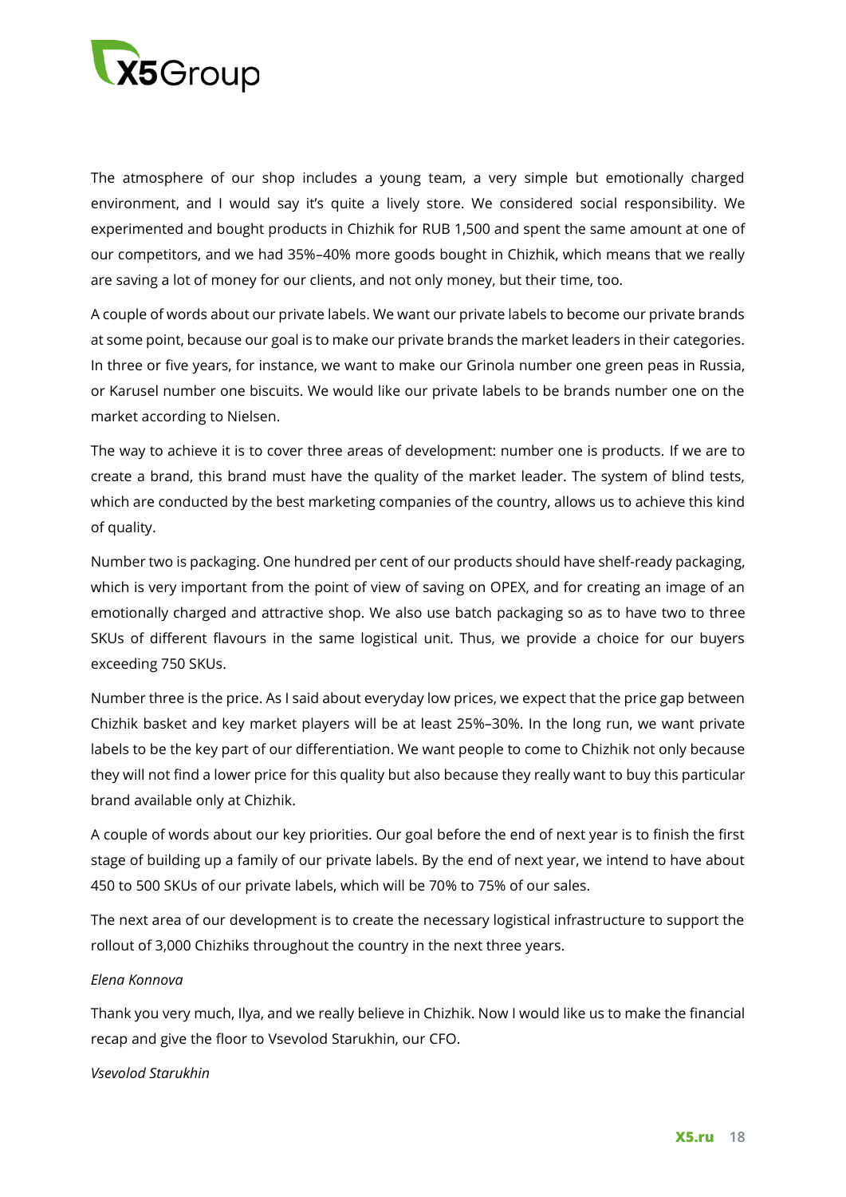The atmosphere of our shop includes a young team, a very simple but emotionally charged environment, and I would say it's quite a lively store. We considered social responsibility. We experimented and bought products in Chizhik for RUB 1,500 and spent the same amount at one of our competitors, and we had 35%–40% more goods bought in Chizhik, which means that we really are saving a lot of money for our clients, and not only money, but their time, too.

A couple of words about our private labels. We want our private labels to become our private brands at some point, because our goal is to make our private brands the market leaders in their categories. In three or five years, for instance, we want to make our Grinola number one green peas in Russia, or Karusel number one biscuits. We would like our private labels to be brands number one on the market according to Nielsen.

The way to achieve it is to cover three areas of development: number one is products. If we are to create a brand, this brand must have the quality of the market leader. The system of blind tests, which are conducted by the best marketing companies of the country, allows us to achieve this kind of quality.

Number two is packaging. One hundred per cent of our products should have shelf-ready packaging, which is very important from the point of view of saving on OPEX, and for creating an image of an emotionally charged and attractive shop. We also use batch packaging so as to have two to three SKUs of different flavours in the same logistical unit. Thus, we provide a choice for our buyers exceeding 750 SKUs.

Number three is the price. As I said about everyday low prices, we expect that the price gap between Chizhik basket and key market players will be at least 25%–30%. In the long run, we want private labels to be the key part of our differentiation. We want people to come to Chizhik not only because they will not find a lower price for this quality but also because they really want to buy this particular brand available only at Chizhik.

A couple of words about our key priorities. Our goal before the end of next year is to finish the first stage of building up a family of our private labels. By the end of next year, we intend to have about 450 to 500 SKUs of our private labels, which will be 70% to 75% of our sales.

The next area of our development is to create the necessary logistical infrastructure to support the rollout of 3,000 Chizhiks throughout the country in the next three years.

*Elena Konnova*

Thank you very much, Ilya, and we really believe in Chizhik. Now I would like us to make the financial recap and give the floor to Vsevolod Starukhin, our CFO.

*Vsevolod Starukhin*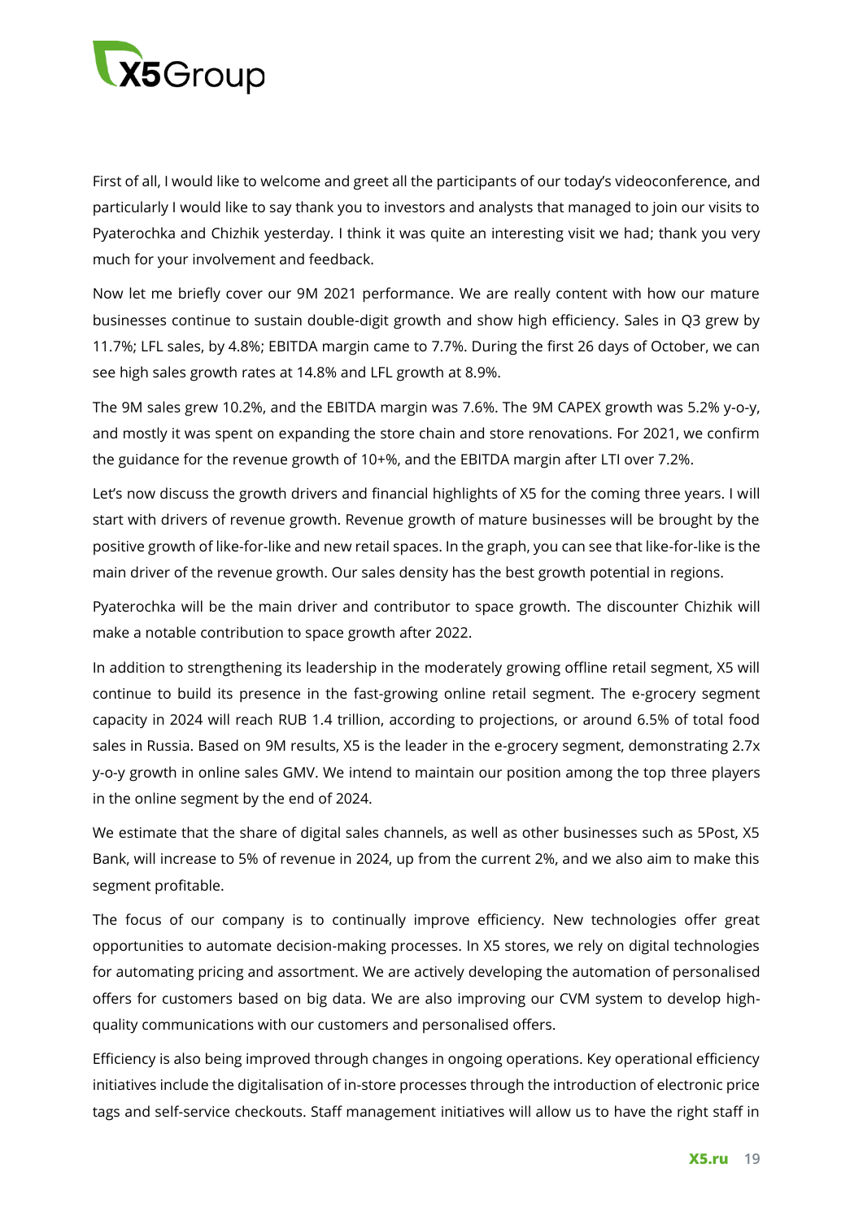First of all, I would like to welcome and greet all the participants of our today's videoconference, and particularly I would like to say thank you to investors and analysts that managed to join our visits to Pyaterochka and Chizhik yesterday. I think it was quite an interesting visit we had; thank you very much for your involvement and feedback.

Now let me briefly cover our 9M 2021 performance. We are really content with how our mature businesses continue to sustain double-digit growth and show high efficiency. Sales in Q3 grew by 11.7%; LFL sales, by 4.8%; EBITDA margin came to 7.7%. During the first 26 days of October, we can see high sales growth rates at 14.8% and LFL growth at 8.9%.

The 9M sales grew 10.2%, and the EBITDA margin was 7.6%. The 9M CAPEX growth was 5.2% y-o-y, and mostly it was spent on expanding the store chain and store renovations. For 2021, we confirm the guidance for the revenue growth of 10+%, and the EBITDA margin after LTI over 7.2%.

Let's now discuss the growth drivers and financial highlights of X5 for the coming three years. I will start with drivers of revenue growth. Revenue growth of mature businesses will be brought by the positive growth of like-for-like and new retail spaces. In the graph, you can see that like-for-like is the main driver of the revenue growth. Our sales density has the best growth potential in regions.

Pyaterochka will be the main driver and contributor to space growth. The discounter Chizhik will make a notable contribution to space growth after 2022.

In addition to strengthening its leadership in the moderately growing offline retail segment, X5 will continue to build its presence in the fast-growing online retail segment. The e-grocery segment capacity in 2024 will reach RUB 1.4 trillion, according to projections, or around 6.5% of total food sales in Russia. Based on 9M results, X5 is the leader in the e-grocery segment, demonstrating 2.7x y-o-y growth in online sales GMV. We intend to maintain our position among the top three players in the online segment by the end of 2024.

We estimate that the share of digital sales channels, as well as other businesses such as 5Post, X5 Bank, will increase to 5% of revenue in 2024, up from the current 2%, and we also aim to make this segment profitable.

The focus of our company is to continually improve efficiency. New technologies offer great opportunities to automate decision-making processes. In X5 stores, we rely on digital technologies for automating pricing and assortment. We are actively developing the automation of personalised offers for customers based on big data. We are also improving our CVM system to develop high-quality communications with our customers and personalised offers.

Efficiency is also being improved through changes in ongoing operations. Key operational efficiency initiatives include the digitalisation of in-store processes through the introduction of electronic price tags and self-service checkouts. Staff management initiatives will allow us to have the right staff in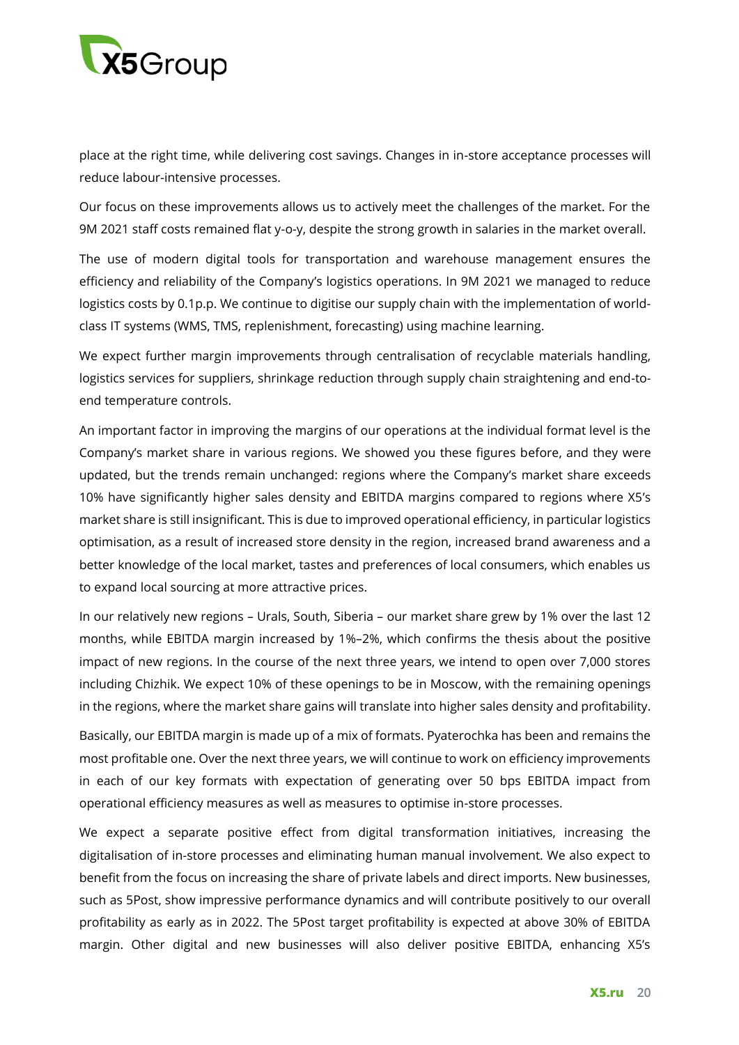place at the right time, while delivering cost savings. Changes in in-store acceptance processes will reduce labour-intensive processes.

Our focus on these improvements allows us to actively meet the challenges of the market. For the 9M 2021 staff costs remained flat y-o-y, despite the strong growth in salaries in the market overall.

The use of modern digital tools for transportation and warehouse management ensures the efficiency and reliability of the Company's logistics operations. In 9M 2021 we managed to reduce logistics costs by 0.1p.p. We continue to digitise our supply chain with the implementation of world-class IT systems (WMS, TMS, replenishment, forecasting) using machine learning.

We expect further margin improvements through centralisation of recyclable materials handling, logistics services for suppliers, shrinkage reduction through supply chain straightening and end-to-end temperature controls.

An important factor in improving the margins of our operations at the individual format level is the Company's market share in various regions. We showed you these figures before, and they were updated, but the trends remain unchanged: regions where the Company's market share exceeds 10% have significantly higher sales density and EBITDA margins compared to regions where X5's market share is still insignificant. This is due to improved operational efficiency, in particular logistics optimisation, as a result of increased store density in the region, increased brand awareness and a better knowledge of the local market, tastes and preferences of local consumers, which enables us to expand local sourcing at more attractive prices.

In our relatively new regions – Urals, South, Siberia – our market share grew by 1% over the last 12 months, while EBITDA margin increased by 1%–2%, which confirms the thesis about the positive impact of new regions. In the course of the next three years, we intend to open over 7,000 stores including Chizhik. We expect 10% of these openings to be in Moscow, with the remaining openings in the regions, where the market share gains will translate into higher sales density and profitability.

Basically, our EBITDA margin is made up of a mix of formats. Pyaterochka has been and remains the most profitable one. Over the next three years, we will continue to work on efficiency improvements in each of our key formats with expectation of generating over 50 bps EBITDA impact from operational efficiency measures as well as measures to optimise in-store processes.

We expect a separate positive effect from digital transformation initiatives, increasing the digitalisation of in-store processes and eliminating human manual involvement. We also expect to benefit from the focus on increasing the share of private labels and direct imports. New businesses, such as 5Post, show impressive performance dynamics and will contribute positively to our overall profitability as early as in 2022. The 5Post target profitability is expected at above 30% of EBITDA margin. Other digital and new businesses will also deliver positive EBITDA, enhancing X5's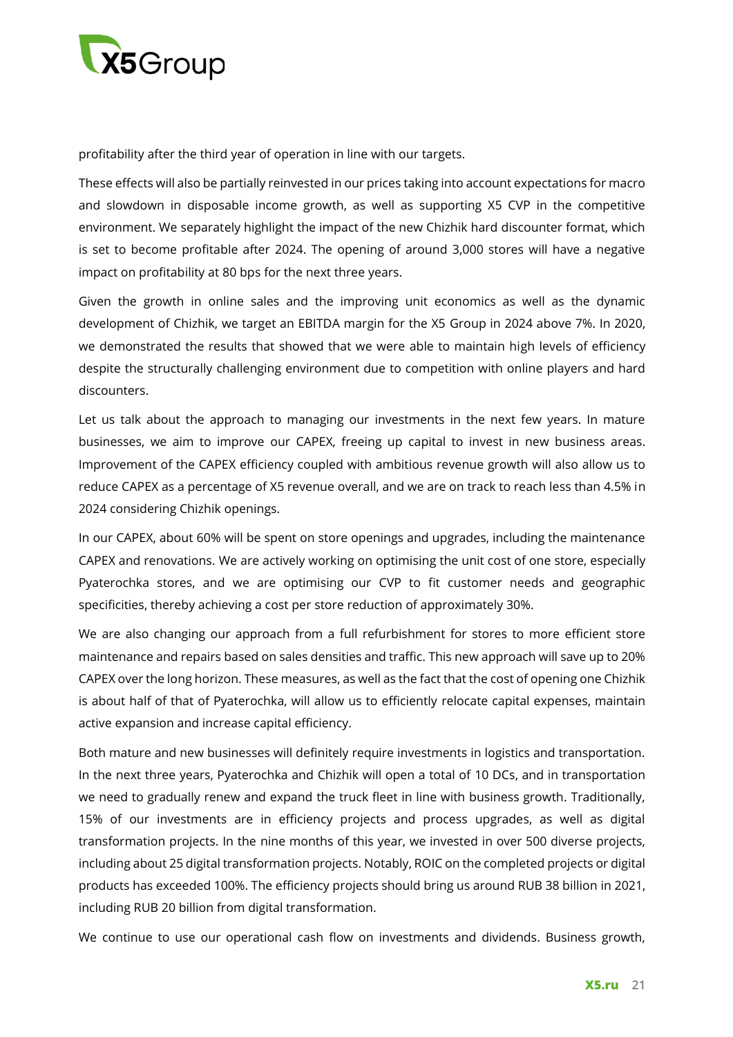profitability after the third year of operation in line with our targets.

These effects will also be partially reinvested in our prices taking into account expectations for macro and slowdown in disposable income growth, as well as supporting X5 CVP in the competitive environment. We separately highlight the impact of the new Chizhik hard discounter format, which is set to become profitable after 2024. The opening of around 3,000 stores will have a negative impact on profitability at 80 bps for the next three years.

Given the growth in online sales and the improving unit economics as well as the dynamic development of Chizhik, we target an EBITDA margin for the X5 Group in 2024 above 7%. In 2020, we demonstrated the results that showed that we were able to maintain high levels of efficiency despite the structurally challenging environment due to competition with online players and hard discounters.

Let us talk about the approach to managing our investments in the next few years. In mature businesses, we aim to improve our CAPEX, freeing up capital to invest in new business areas. Improvement of the CAPEX efficiency coupled with ambitious revenue growth will also allow us to reduce CAPEX as a percentage of X5 revenue overall, and we are on track to reach less than 4.5% in 2024 considering Chizhik openings.

In our CAPEX, about 60% will be spent on store openings and upgrades, including the maintenance CAPEX and renovations. We are actively working on optimising the unit cost of one store, especially Pyaterochka stores, and we are optimising our CVP to fit customer needs and geographic specificities, thereby achieving a cost per store reduction of approximately 30%.

We are also changing our approach from a full refurbishment for stores to more efficient store maintenance and repairs based on sales densities and traffic. This new approach will save up to 20% CAPEX over the long horizon. These measures, as well as the fact that the cost of opening one Chizhik is about half of that of Pyaterochka, will allow us to efficiently relocate capital expenses, maintain active expansion and increase capital efficiency.

Both mature and new businesses will definitely require investments in logistics and transportation. In the next three years, Pyaterochka and Chizhik will open a total of 10 DCs, and in transportation we need to gradually renew and expand the truck fleet in line with business growth. Traditionally, 15% of our investments are in efficiency projects and process upgrades, as well as digital transformation projects. In the nine months of this year, we invested in over 500 diverse projects, including about 25 digital transformation projects. Notably, ROIC on the completed projects or digital products has exceeded 100%. The efficiency projects should bring us around RUB 38 billion in 2021, including RUB 20 billion from digital transformation.

We continue to use our operational cash flow on investments and dividends. Business growth,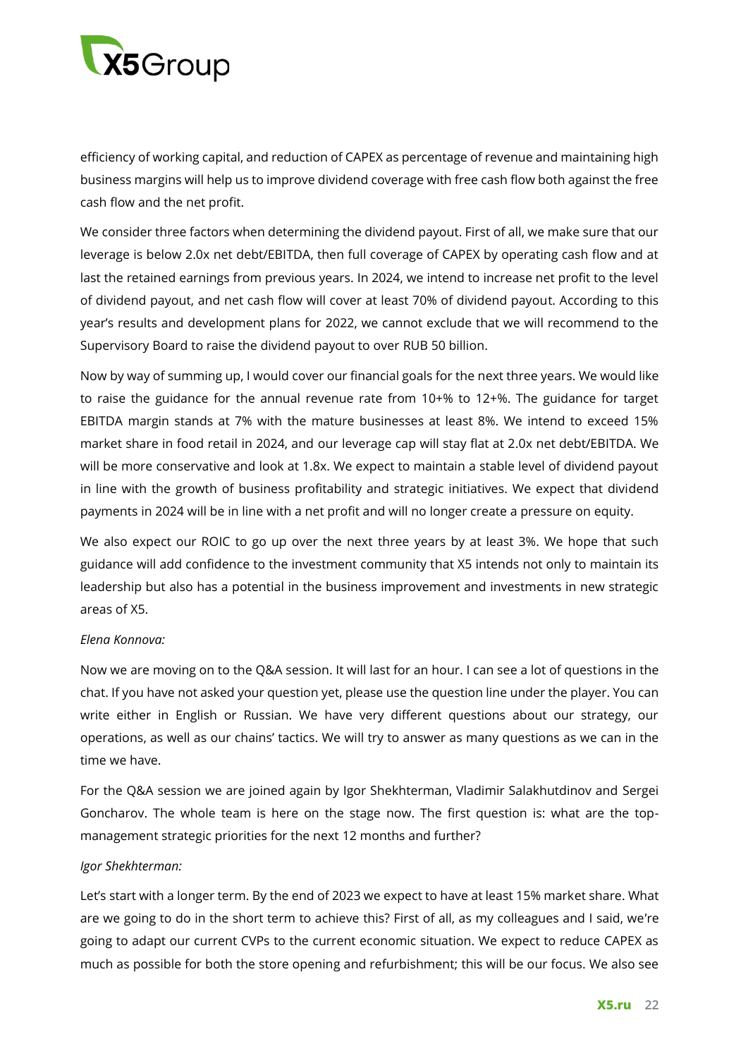efficiency of working capital, and reduction of CAPEX as percentage of revenue and maintaining high business margins will help us to improve dividend coverage with free cash flow both against the free cash flow and the net profit.

We consider three factors when determining the dividend payout. First of all, we make sure that our leverage is below 2.0x net debt/EBITDA, then full coverage of CAPEX by operating cash flow and at last the retained earnings from previous years. In 2024, we intend to increase net profit to the level of dividend payout, and net cash flow will cover at least 70% of dividend payout. According to this year's results and development plans for 2022, we cannot exclude that we will recommend to the Supervisory Board to raise the dividend payout to over RUB 50 billion.

Now by way of summing up, I would cover our financial goals for the next three years. We would like to raise the guidance for the annual revenue rate from 10+% to 12+%. The guidance for target EBITDA margin stands at 7% with the mature businesses at least 8%. We intend to exceed 15% market share in food retail in 2024, and our leverage cap will stay flat at 2.0x net debt/EBITDA. We will be more conservative and look at 1.8x. We expect to maintain a stable level of dividend payout in line with the growth of business profitability and strategic initiatives. We expect that dividend payments in 2024 will be in line with a net profit and will no longer create a pressure on equity.

We also expect our ROIC to go up over the next three years by at least 3%. We hope that such guidance will add confidence to the investment community that X5 intends not only to maintain its leadership but also has a potential in the business improvement and investments in new strategic areas of X5.

*Elena Konnova:*

Now we are moving on to the Q&A session. It will last for an hour. I can see a lot of questions in the chat. If you have not asked your question yet, please use the question line under the player. You can write either in English or Russian. We have very different questions about our strategy, our operations, as well as our chains' tactics. We will try to answer as many questions as we can in the time we have.

For the Q&A session we are joined again by Igor Shekhterman, Vladimir Salakhutdinov and Sergei Goncharov. The whole team is here on the stage now. The first question is: what are the top-management strategic priorities for the next 12 months and further?

*Igor Shekhterman:*

Let's start with a longer term. By the end of 2023 we expect to have at least 15% market share. What are we going to do in the short term to achieve this? First of all, as my colleagues and I said, we're going to adapt our current CVPs to the current economic situation. We expect to reduce CAPEX as much as possible for both the store opening and refurbishment; this will be our focus. We also see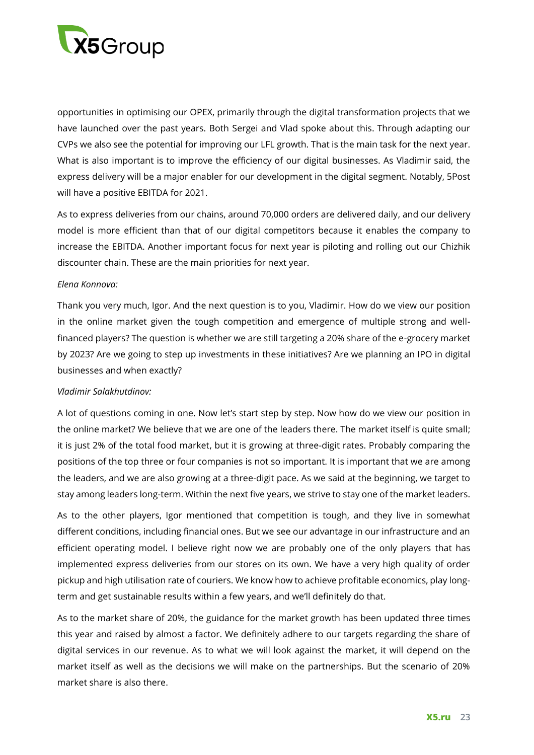opportunities in optimising our OPEX, primarily through the digital transformation projects that we have launched over the past years. Both Sergei and Vlad spoke about this. Through adapting our CVPs we also see the potential for improving our LFL growth. That is the main task for the next year. What is also important is to improve the efficiency of our digital businesses. As Vladimir said, the express delivery will be a major enabler for our development in the digital segment. Notably, 5Post will have a positive EBITDA for 2021.

As to express deliveries from our chains, around 70,000 orders are delivered daily, and our delivery model is more efficient than that of our digital competitors because it enables the company to increase the EBITDA. Another important focus for next year is piloting and rolling out our Chizhik discounter chain. These are the main priorities for next year.

*Elena Konnova:*

Thank you very much, Igor. And the next question is to you, Vladimir. How do we view our position in the online market given the tough competition and emergence of multiple strong and well-financed players? The question is whether we are still targeting a 20% share of the e-grocery market by 2023? Are we going to step up investments in these initiatives? Are we planning an IPO in digital businesses and when exactly?

*Vladimir Salakhutdinov:*

A lot of questions coming in one. Now let's start step by step. Now how do we view our position in the online market? We believe that we are one of the leaders there. The market itself is quite small; it is just 2% of the total food market, but it is growing at three-digit rates. Probably comparing the positions of the top three or four companies is not so important. It is important that we are among the leaders, and we are also growing at a three-digit pace. As we said at the beginning, we target to stay among leaders long-term. Within the next five years, we strive to stay one of the market leaders.

As to the other players, Igor mentioned that competition is tough, and they live in somewhat different conditions, including financial ones. But we see our advantage in our infrastructure and an efficient operating model. I believe right now we are probably one of the only players that has implemented express deliveries from our stores on its own. We have a very high quality of order pickup and high utilisation rate of couriers. We know how to achieve profitable economics, play long-term and get sustainable results within a few years, and we'll definitely do that.

As to the market share of 20%, the guidance for the market growth has been updated three times this year and raised by almost a factor. We definitely adhere to our targets regarding the share of digital services in our revenue. As to what we will look against the market, it will depend on the market itself as well as the decisions we will make on the partnerships. But the scenario of 20% market share is also there.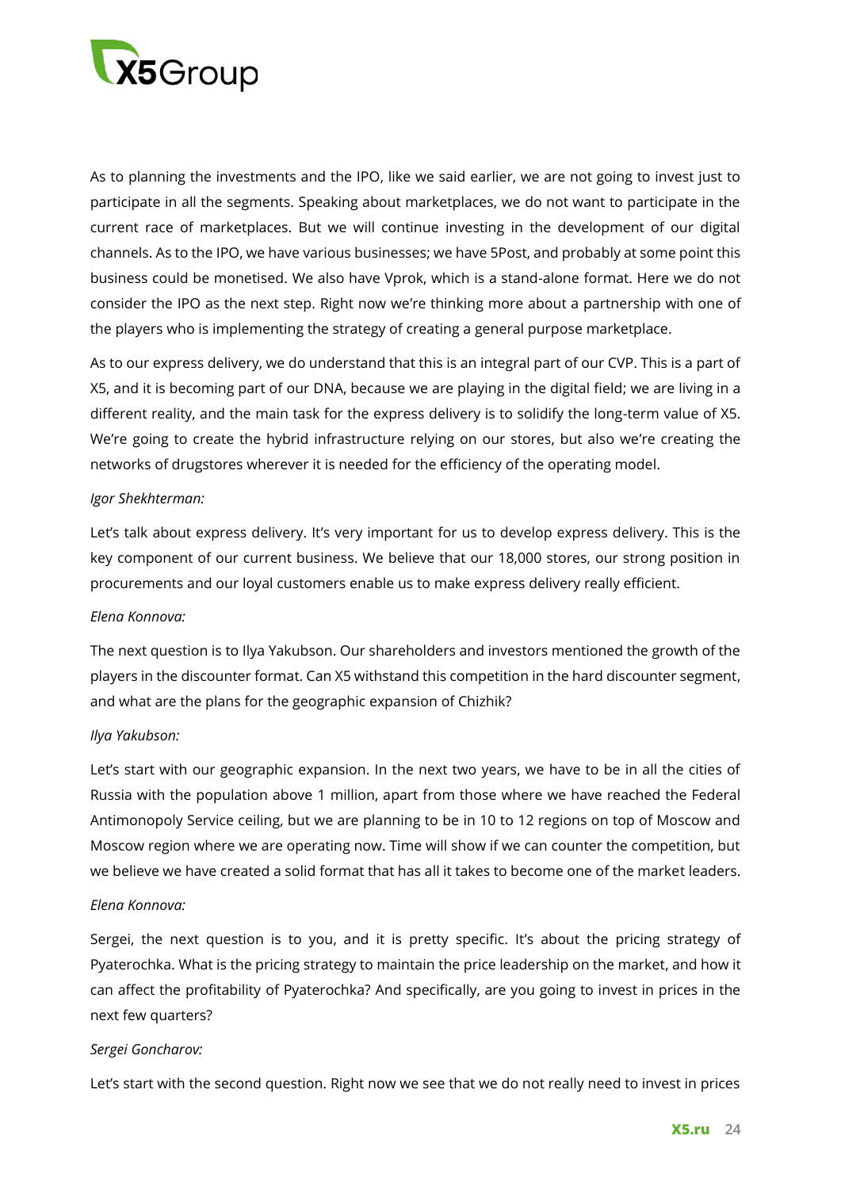As to planning the investments and the IPO, like we said earlier, we are not going to invest just to participate in all the segments. Speaking about marketplaces, we do not want to participate in the current race of marketplaces. But we will continue investing in the development of our digital channels. As to the IPO, we have various businesses; we have 5Post, and probably at some point this business could be monetised. We also have Vprok, which is a stand-alone format. Here we do not consider the IPO as the next step. Right now we're thinking more about a partnership with one of the players who is implementing the strategy of creating a general purpose marketplace.

As to our express delivery, we do understand that this is an integral part of our CVP. This is a part of X5, and it is becoming part of our DNA, because we are playing in the digital field; we are living in a different reality, and the main task for the express delivery is to solidify the long-term value of X5. We're going to create the hybrid infrastructure relying on our stores, but also we're creating the networks of drugstores wherever it is needed for the efficiency of the operating model.

*Igor Shekhterman:*

Let's talk about express delivery. It's very important for us to develop express delivery. This is the key component of our current business. We believe that our 18,000 stores, our strong position in procurements and our loyal customers enable us to make express delivery really efficient.

*Elena Konnova:*

The next question is to Ilya Yakubson. Our shareholders and investors mentioned the growth of the players in the discounter format. Can X5 withstand this competition in the hard discounter segment, and what are the plans for the geographic expansion of Chizhik?

*Ilya Yakubson:*

Let's start with our geographic expansion. In the next two years, we have to be in all the cities of Russia with the population above 1 million, apart from those where we have reached the Federal Antimonopoly Service ceiling, but we are planning to be in 10 to 12 regions on top of Moscow and Moscow region where we are operating now. Time will show if we can counter the competition, but we believe we have created a solid format that has all it takes to become one of the market leaders.

*Elena Konnova:*

Sergei, the next question is to you, and it is pretty specific. It's about the pricing strategy of Pyaterochka. What is the pricing strategy to maintain the price leadership on the market, and how it can affect the profitability of Pyaterochka? And specifically, are you going to invest in prices in the next few quarters?

*Sergei Goncharov:*

Let's start with the second question. Right now we see that we do not really need to invest in prices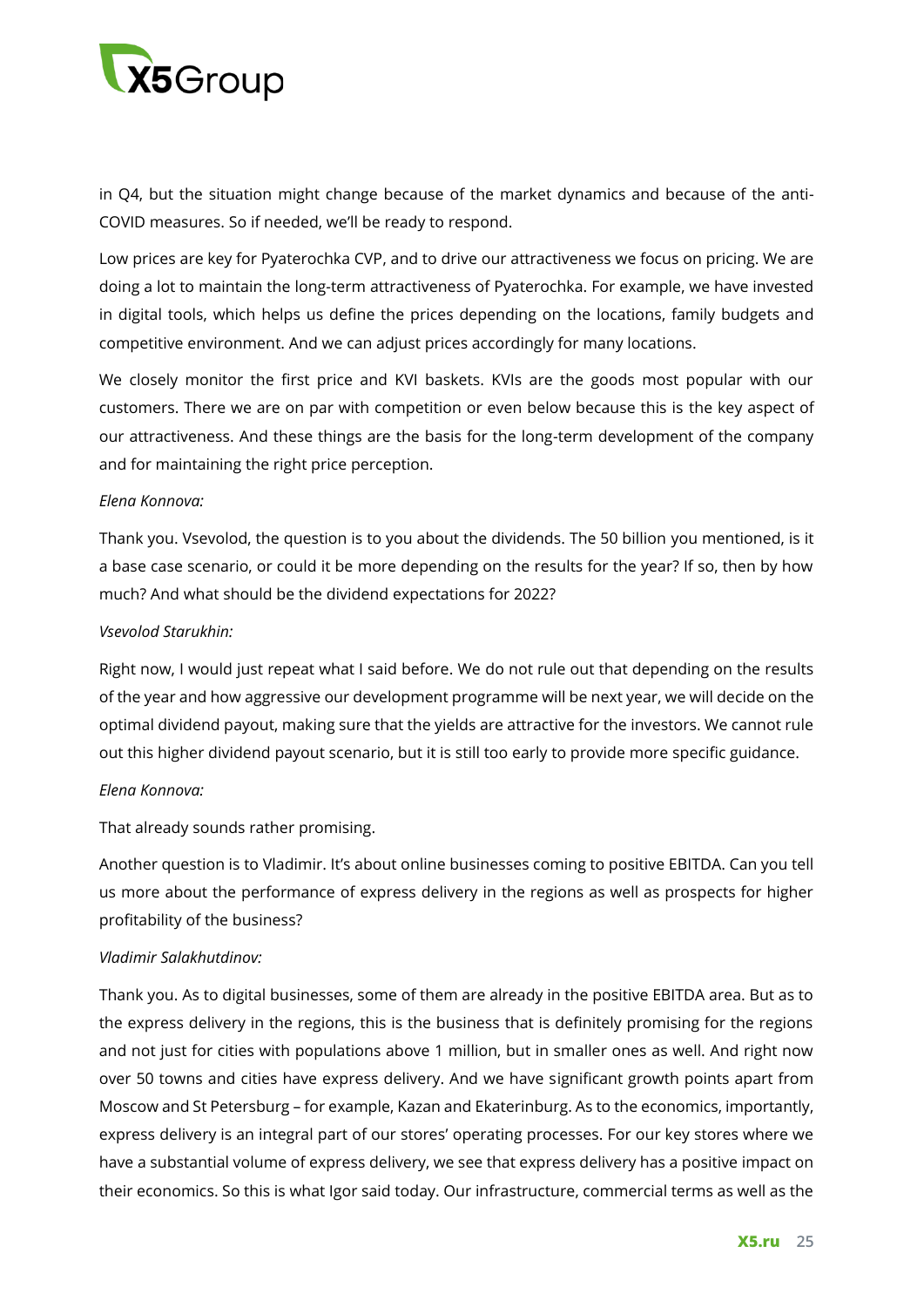in Q4, but the situation might change because of the market dynamics and because of the anti-COVID measures. So if needed, we'll be ready to respond.

Low prices are key for Pyaterochka CVP, and to drive our attractiveness we focus on pricing. We are doing a lot to maintain the long-term attractiveness of Pyaterochka. For example, we have invested in digital tools, which helps us define the prices depending on the locations, family budgets and competitive environment. And we can adjust prices accordingly for many locations.

We closely monitor the first price and KVI baskets. KVIs are the goods most popular with our customers. There we are on par with competition or even below because this is the key aspect of our attractiveness. And these things are the basis for the long-term development of the company and for maintaining the right price perception.

*Elena Konnova:*

Thank you. Vsevolod, the question is to you about the dividends. The 50 billion you mentioned, is it a base case scenario, or could it be more depending on the results for the year? If so, then by how much? And what should be the dividend expectations for 2022?

*Vsevolod Starukhin:*

Right now, I would just repeat what I said before. We do not rule out that depending on the results of the year and how aggressive our development programme will be next year, we will decide on the optimal dividend payout, making sure that the yields are attractive for the investors. We cannot rule out this higher dividend payout scenario, but it is still too early to provide more specific guidance.

*Elena Konnova:*

That already sounds rather promising.

Another question is to Vladimir. It's about online businesses coming to positive EBITDA. Can you tell us more about the performance of express delivery in the regions as well as prospects for higher profitability of the business?

*Vladimir Salakhutdinov:*

Thank you. As to digital businesses, some of them are already in the positive EBITDA area. But as to the express delivery in the regions, this is the business that is definitely promising for the regions and not just for cities with populations above 1 million, but in smaller ones as well. And right now over 50 towns and cities have express delivery. And we have significant growth points apart from Moscow and St Petersburg – for example, Kazan and Ekaterinburg. As to the economics, importantly, express delivery is an integral part of our stores' operating processes. For our key stores where we have a substantial volume of express delivery, we see that express delivery has a positive impact on their economics. So this is what Igor said today. Our infrastructure, commercial terms as well as the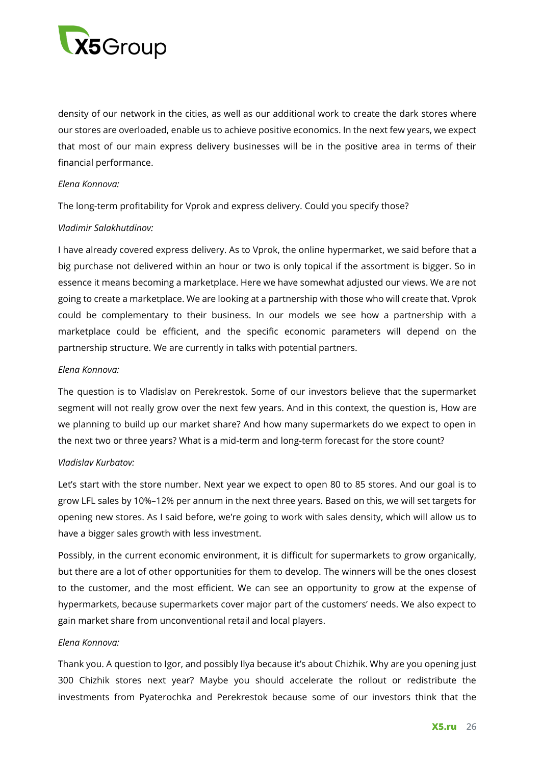density of our network in the cities, as well as our additional work to create the dark stores where our stores are overloaded, enable us to achieve positive economics. In the next few years, we expect that most of our main express delivery businesses will be in the positive area in terms of their financial performance.

*Elena Konnova:*

The long-term profitability for Vprok and express delivery. Could you specify those?

*Vladimir Salakhutdinov:*

I have already covered express delivery. As to Vprok, the online hypermarket, we said before that a big purchase not delivered within an hour or two is only topical if the assortment is bigger. So in essence it means becoming a marketplace. Here we have somewhat adjusted our views. We are not going to create a marketplace. We are looking at a partnership with those who will create that. Vprok could be complementary to their business. In our models we see how a partnership with a marketplace could be efficient, and the specific economic parameters will depend on the partnership structure. We are currently in talks with potential partners.

*Elena Konnova:*

The question is to Vladislav on Perekrestok. Some of our investors believe that the supermarket segment will not really grow over the next few years. And in this context, the question is, How are we planning to build up our market share? And how many supermarkets do we expect to open in the next two or three years? What is a mid-term and long-term forecast for the store count?

*Vladislav Kurbatov:*

Let's start with the store number. Next year we expect to open 80 to 85 stores. And our goal is to grow LFL sales by 10%–12% per annum in the next three years. Based on this, we will set targets for opening new stores. As I said before, we're going to work with sales density, which will allow us to have a bigger sales growth with less investment.

Possibly, in the current economic environment, it is difficult for supermarkets to grow organically, but there are a lot of other opportunities for them to develop. The winners will be the ones closest to the customer, and the most efficient. We can see an opportunity to grow at the expense of hypermarkets, because supermarkets cover major part of the customers' needs. We also expect to gain market share from unconventional retail and local players.

*Elena Konnova:*

Thank you. A question to Igor, and possibly Ilya because it's about Chizhik. Why are you opening just 300 Chizhik stores next year? Maybe you should accelerate the rollout or redistribute the investments from Pyaterochka and Perekrestok because some of our investors think that the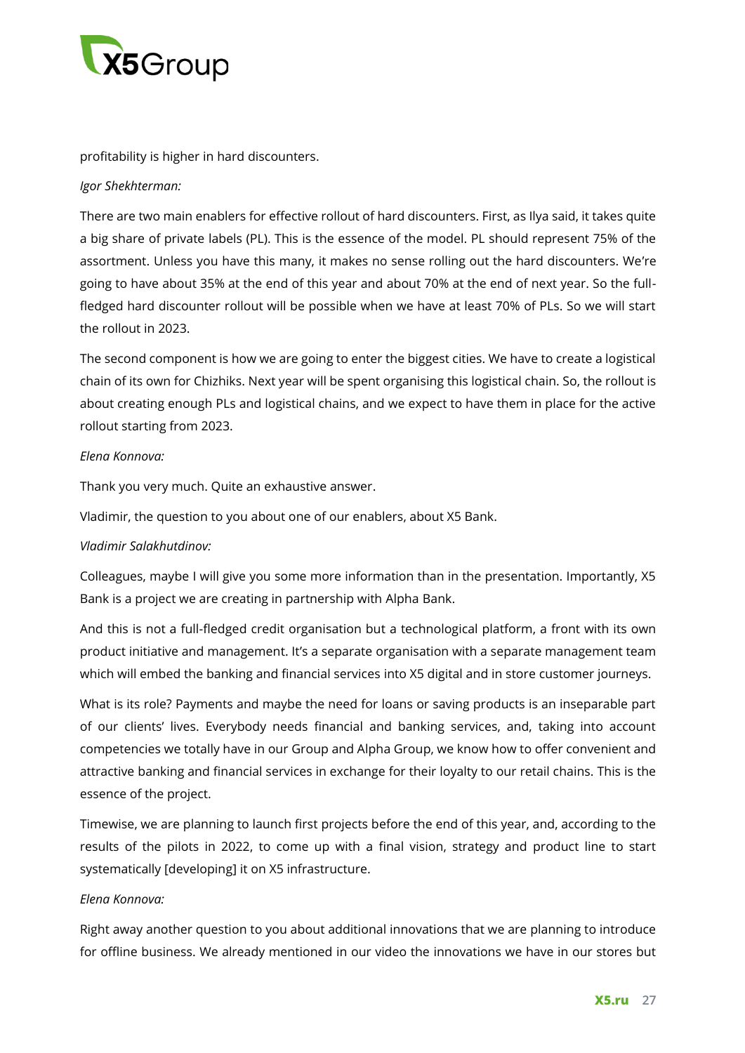profitability is higher in hard discounters.

*Igor Shekhterman:*

There are two main enablers for effective rollout of hard discounters. First, as Ilya said, it takes quite a big share of private labels (PL). This is the essence of the model. PL should represent 75% of the assortment. Unless you have this many, it makes no sense rolling out the hard discounters. We're going to have about 35% at the end of this year and about 70% at the end of next year. So the full-fledged hard discounter rollout will be possible when we have at least 70% of PLs. So we will start the rollout in 2023.

The second component is how we are going to enter the biggest cities. We have to create a logistical chain of its own for Chizhiks. Next year will be spent organising this logistical chain. So, the rollout is about creating enough PLs and logistical chains, and we expect to have them in place for the active rollout starting from 2023.

*Elena Konnova:*

Thank you very much. Quite an exhaustive answer.

Vladimir, the question to you about one of our enablers, about X5 Bank.

*Vladimir Salakhutdinov:*

Colleagues, maybe I will give you some more information than in the presentation. Importantly, X5 Bank is a project we are creating in partnership with Alpha Bank.

And this is not a full-fledged credit organisation but a technological platform, a front with its own product initiative and management. It's a separate organisation with a separate management team which will embed the banking and financial services into X5 digital and in store customer journeys.

What is its role? Payments and maybe the need for loans or saving products is an inseparable part of our clients' lives. Everybody needs financial and banking services, and, taking into account competencies we totally have in our Group and Alpha Group, we know how to offer convenient and attractive banking and financial services in exchange for their loyalty to our retail chains. This is the essence of the project.

Timewise, we are planning to launch first projects before the end of this year, and, according to the results of the pilots in 2022, to come up with a final vision, strategy and product line to start systematically [developing] it on X5 infrastructure.

*Elena Konnova:*

Right away another question to you about additional innovations that we are planning to introduce for offline business. We already mentioned in our video the innovations we have in our stores but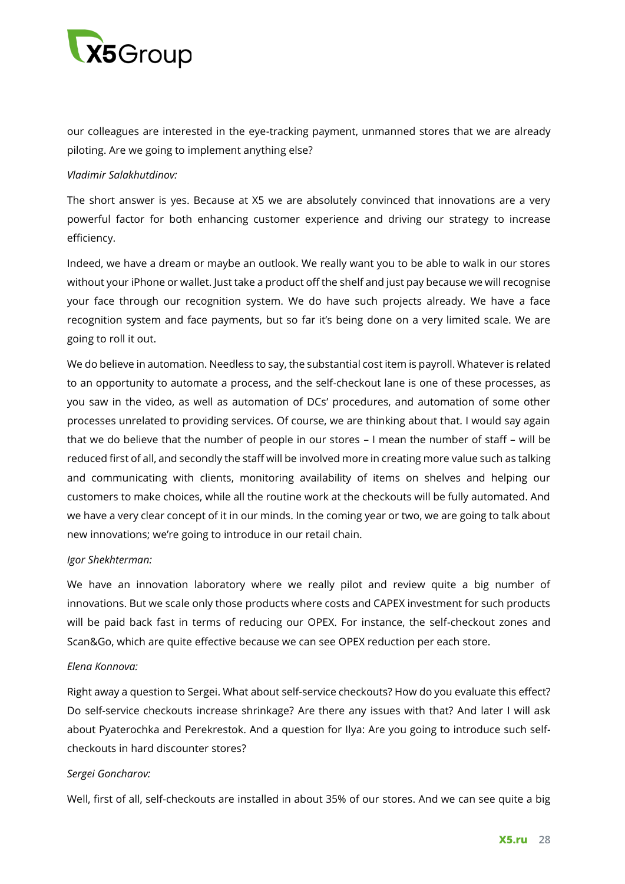our colleagues are interested in the eye-tracking payment, unmanned stores that we are already piloting. Are we going to implement anything else?

*Vladimir Salakhutdinov:*

The short answer is yes. Because at X5 we are absolutely convinced that innovations are a very powerful factor for both enhancing customer experience and driving our strategy to increase efficiency.

Indeed, we have a dream or maybe an outlook. We really want you to be able to walk in our stores without your iPhone or wallet. Just take a product off the shelf and just pay because we will recognise your face through our recognition system. We do have such projects already. We have a face recognition system and face payments, but so far it's being done on a very limited scale. We are going to roll it out.

We do believe in automation. Needless to say, the substantial cost item is payroll. Whatever is related to an opportunity to automate a process, and the self-checkout lane is one of these processes, as you saw in the video, as well as automation of DCs' procedures, and automation of some other processes unrelated to providing services. Of course, we are thinking about that. I would say again that we do believe that the number of people in our stores – I mean the number of staff – will be reduced first of all, and secondly the staff will be involved more in creating more value such as talking and communicating with clients, monitoring availability of items on shelves and helping our customers to make choices, while all the routine work at the checkouts will be fully automated. And we have a very clear concept of it in our minds. In the coming year or two, we are going to talk about new innovations; we're going to introduce in our retail chain.

*Igor Shekhterman:*

We have an innovation laboratory where we really pilot and review quite a big number of innovations. But we scale only those products where costs and CAPEX investment for such products will be paid back fast in terms of reducing our OPEX. For instance, the self-checkout zones and Scan&Go, which are quite effective because we can see OPEX reduction per each store.

*Elena Konnova:*

Right away a question to Sergei. What about self-service checkouts? How do you evaluate this effect? Do self-service checkouts increase shrinkage? Are there any issues with that? And later I will ask about Pyaterochka and Perekrestok. And a question for Ilya: Are you going to introduce such self-checkouts in hard discounter stores?

*Sergei Goncharov:*

Well, first of all, self-checkouts are installed in about 35% of our stores. And we can see quite a big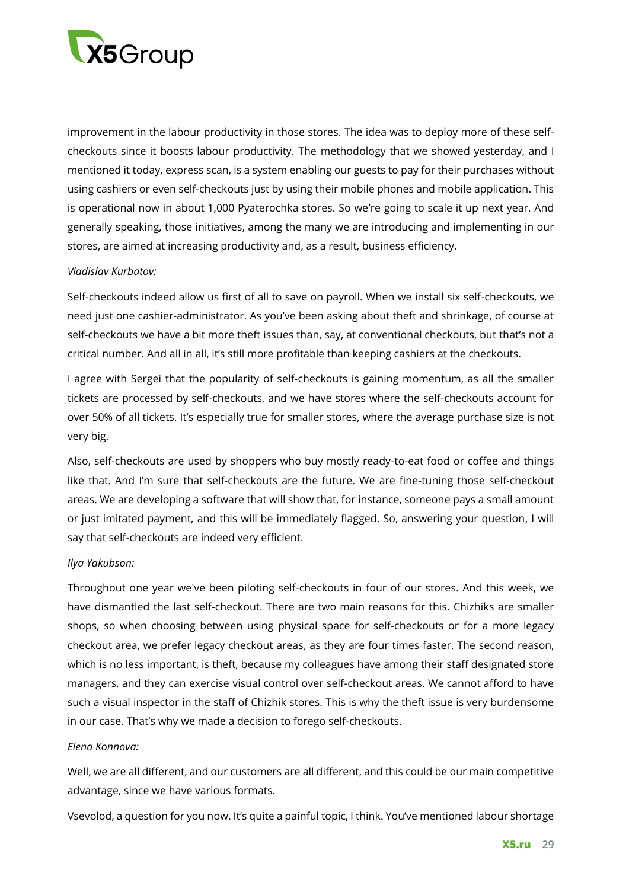improvement in the labour productivity in those stores. The idea was to deploy more of these self-checkouts since it boosts labour productivity. The methodology that we showed yesterday, and I mentioned it today, express scan, is a system enabling our guests to pay for their purchases without using cashiers or even self-checkouts just by using their mobile phones and mobile application. This is operational now in about 1,000 Pyaterochka stores. So we're going to scale it up next year. And generally speaking, those initiatives, among the many we are introducing and implementing in our stores, are aimed at increasing productivity and, as a result, business efficiency.

*Vladislav Kurbatov:*

Self-checkouts indeed allow us first of all to save on payroll. When we install six self-checkouts, we need just one cashier-administrator. As you've been asking about theft and shrinkage, of course at self-checkouts we have a bit more theft issues than, say, at conventional checkouts, but that's not a critical number. And all in all, it's still more profitable than keeping cashiers at the checkouts.

I agree with Sergei that the popularity of self-checkouts is gaining momentum, as all the smaller tickets are processed by self-checkouts, and we have stores where the self-checkouts account for over 50% of all tickets. It's especially true for smaller stores, where the average purchase size is not very big.

Also, self-checkouts are used by shoppers who buy mostly ready-to-eat food or coffee and things like that. And I'm sure that self-checkouts are the future. We are fine-tuning those self-checkout areas. We are developing a software that will show that, for instance, someone pays a small amount or just imitated payment, and this will be immediately flagged. So, answering your question, I will say that self-checkouts are indeed very efficient.

*Ilya Yakubson:*

Throughout one year we've been piloting self-checkouts in four of our stores. And this week, we have dismantled the last self-checkout. There are two main reasons for this. Chizhiks are smaller shops, so when choosing between using physical space for self-checkouts or for a more legacy checkout area, we prefer legacy checkout areas, as they are four times faster. The second reason, which is no less important, is theft, because my colleagues have among their staff designated store managers, and they can exercise visual control over self-checkout areas. We cannot afford to have such a visual inspector in the staff of Chizhik stores. This is why the theft issue is very burdensome in our case. That's why we made a decision to forego self-checkouts.

*Elena Konnova:*

Well, we are all different, and our customers are all different, and this could be our main competitive advantage, since we have various formats.

Vsevolod, a question for you now. It's quite a painful topic, I think. You've mentioned labour shortage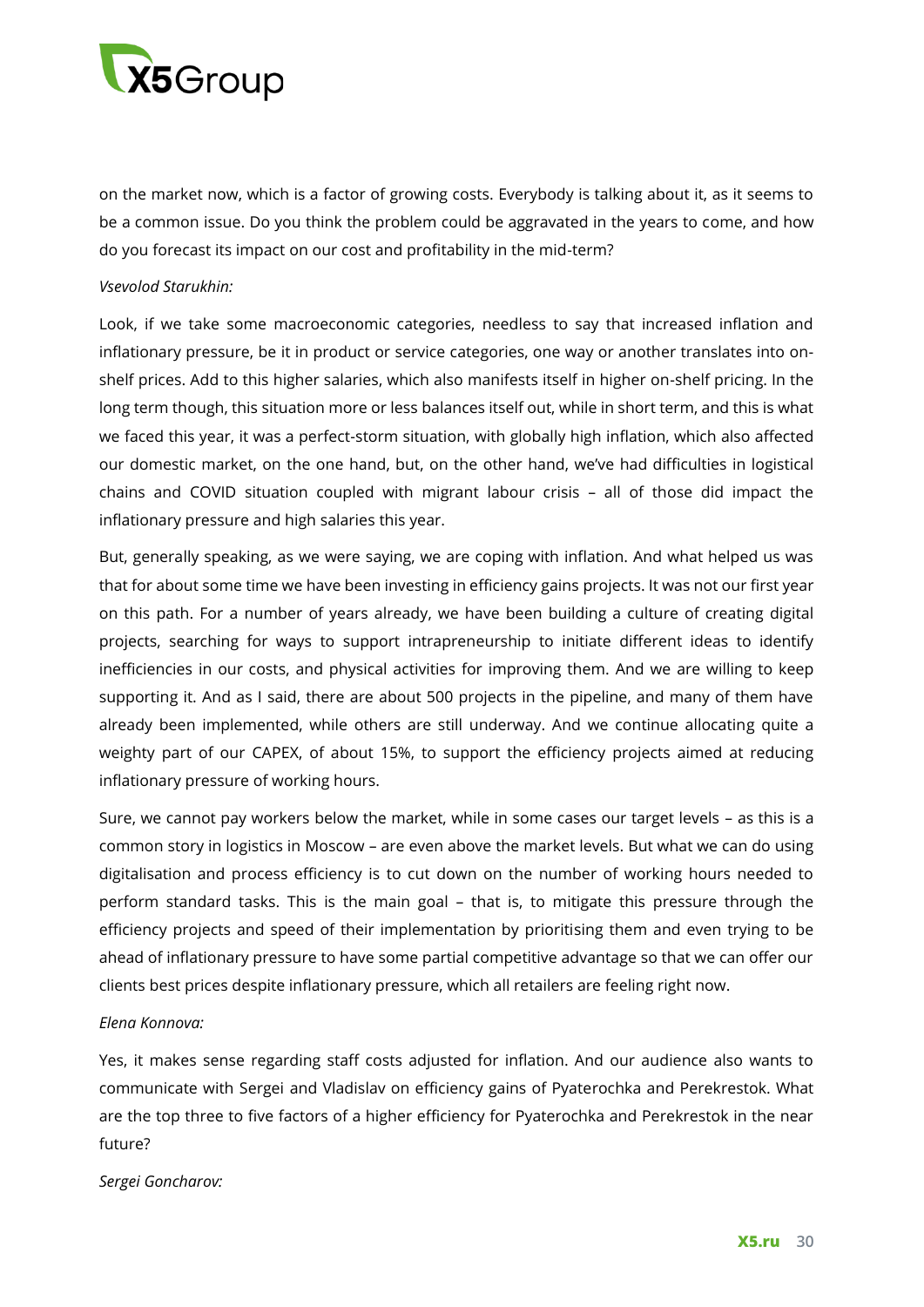on the market now, which is a factor of growing costs. Everybody is talking about it, as it seems to be a common issue. Do you think the problem could be aggravated in the years to come, and how do you forecast its impact on our cost and profitability in the mid-term?

*Vsevolod Starukhin:*

Look, if we take some macroeconomic categories, needless to say that increased inflation and inflationary pressure, be it in product or service categories, one way or another translates into on-shelf prices. Add to this higher salaries, which also manifests itself in higher on-shelf pricing. In the long term though, this situation more or less balances itself out, while in short term, and this is what we faced this year, it was a perfect-storm situation, with globally high inflation, which also affected our domestic market, on the one hand, but, on the other hand, we've had difficulties in logistical chains and COVID situation coupled with migrant labour crisis – all of those did impact the inflationary pressure and high salaries this year.

But, generally speaking, as we were saying, we are coping with inflation. And what helped us was that for about some time we have been investing in efficiency gains projects. It was not our first year on this path. For a number of years already, we have been building a culture of creating digital projects, searching for ways to support intrapreneurship to initiate different ideas to identify inefficiencies in our costs, and physical activities for improving them. And we are willing to keep supporting it. And as I said, there are about 500 projects in the pipeline, and many of them have already been implemented, while others are still underway. And we continue allocating quite a weighty part of our CAPEX, of about 15%, to support the efficiency projects aimed at reducing inflationary pressure of working hours.

Sure, we cannot pay workers below the market, while in some cases our target levels – as this is a common story in logistics in Moscow – are even above the market levels. But what we can do using digitalisation and process efficiency is to cut down on the number of working hours needed to perform standard tasks. This is the main goal – that is, to mitigate this pressure through the efficiency projects and speed of their implementation by prioritising them and even trying to be ahead of inflationary pressure to have some partial competitive advantage so that we can offer our clients best prices despite inflationary pressure, which all retailers are feeling right now.

*Elena Konnova:*

Yes, it makes sense regarding staff costs adjusted for inflation. And our audience also wants to communicate with Sergei and Vladislav on efficiency gains of Pyaterochka and Perekrestok. What are the top three to five factors of a higher efficiency for Pyaterochka and Perekrestok in the near future?

*Sergei Goncharov:*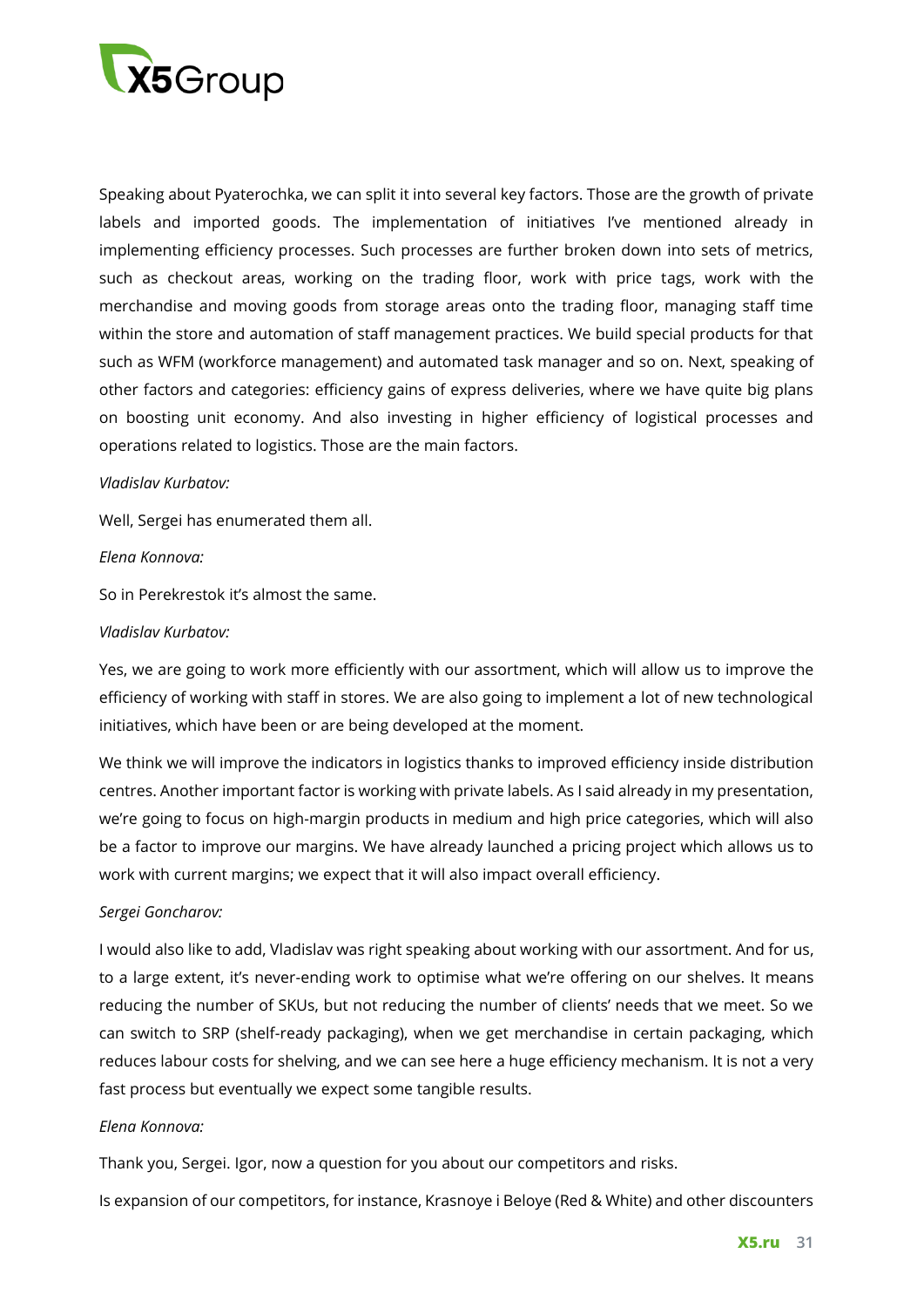Speaking about Pyaterochka, we can split it into several key factors. Those are the growth of private labels and imported goods. The implementation of initiatives I've mentioned already in implementing efficiency processes. Such processes are further broken down into sets of metrics, such as checkout areas, working on the trading floor, work with price tags, work with the merchandise and moving goods from storage areas onto the trading floor, managing staff time within the store and automation of staff management practices. We build special products for that such as WFM (workforce management) and automated task manager and so on. Next, speaking of other factors and categories: efficiency gains of express deliveries, where we have quite big plans on boosting unit economy. And also investing in higher efficiency of logistical processes and operations related to logistics. Those are the main factors.

*Vladislav Kurbatov:*

Well, Sergei has enumerated them all.

*Elena Konnova:*

So in Perekrestok it's almost the same.

*Vladislav Kurbatov:*

Yes, we are going to work more efficiently with our assortment, which will allow us to improve the efficiency of working with staff in stores. We are also going to implement a lot of new technological initiatives, which have been or are being developed at the moment.

We think we will improve the indicators in logistics thanks to improved efficiency inside distribution centres. Another important factor is working with private labels. As I said already in my presentation, we're going to focus on high-margin products in medium and high price categories, which will also be a factor to improve our margins. We have already launched a pricing project which allows us to work with current margins; we expect that it will also impact overall efficiency.

*Sergei Goncharov:*

I would also like to add, Vladislav was right speaking about working with our assortment. And for us, to a large extent, it's never-ending work to optimise what we're offering on our shelves. It means reducing the number of SKUs, but not reducing the number of clients' needs that we meet. So we can switch to SRP (shelf-ready packaging), when we get merchandise in certain packaging, which reduces labour costs for shelving, and we can see here a huge efficiency mechanism. It is not a very fast process but eventually we expect some tangible results.

*Elena Konnova:*

Thank you, Sergei. Igor, now a question for you about our competitors and risks.

Is expansion of our competitors, for instance, Krasnoye i Beloye (Red & White) and other discounters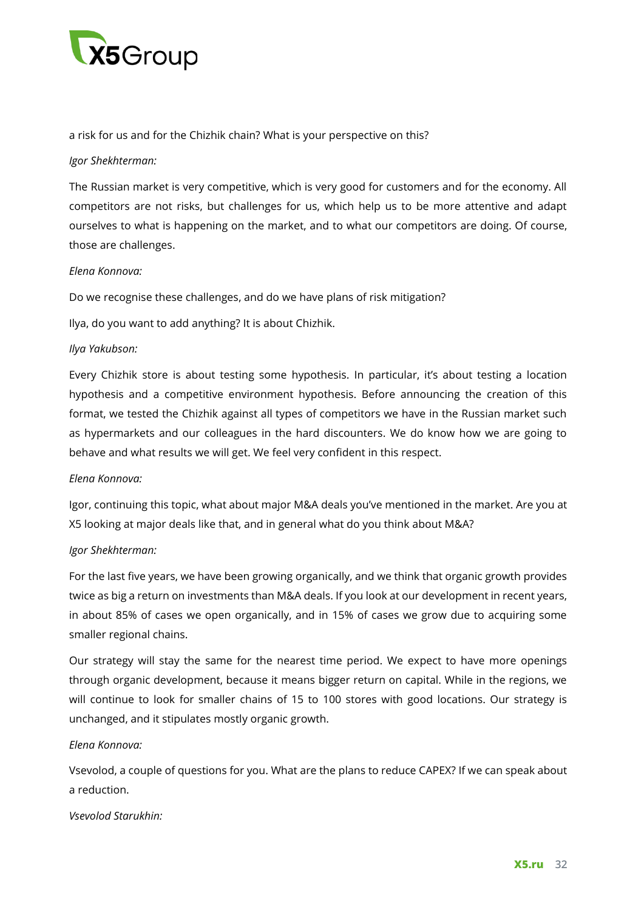a risk for us and for the Chizhik chain? What is your perspective on this?

*Igor Shekhterman:*

The Russian market is very competitive, which is very good for customers and for the economy. All competitors are not risks, but challenges for us, which help us to be more attentive and adapt ourselves to what is happening on the market, and to what our competitors are doing. Of course, those are challenges.

*Elena Konnova:*

Do we recognise these challenges, and do we have plans of risk mitigation?

Ilya, do you want to add anything? It is about Chizhik.

*Ilya Yakubson:*

Every Chizhik store is about testing some hypothesis. In particular, it's about testing a location hypothesis and a competitive environment hypothesis. Before announcing the creation of this format, we tested the Chizhik against all types of competitors we have in the Russian market such as hypermarkets and our colleagues in the hard discounters. We do know how we are going to behave and what results we will get. We feel very confident in this respect.

*Elena Konnova:*

Igor, continuing this topic, what about major M&A deals you've mentioned in the market. Are you at X5 looking at major deals like that, and in general what do you think about M&A?

*Igor Shekhterman:*

For the last five years, we have been growing organically, and we think that organic growth provides twice as big a return on investments than M&A deals. If you look at our development in recent years, in about 85% of cases we open organically, and in 15% of cases we grow due to acquiring some smaller regional chains.

Our strategy will stay the same for the nearest time period. We expect to have more openings through organic development, because it means bigger return on capital. While in the regions, we will continue to look for smaller chains of 15 to 100 stores with good locations. Our strategy is unchanged, and it stipulates mostly organic growth.

*Elena Konnova:*

Vsevolod, a couple of questions for you. What are the plans to reduce CAPEX? If we can speak about a reduction.

*Vsevolod Starukhin:*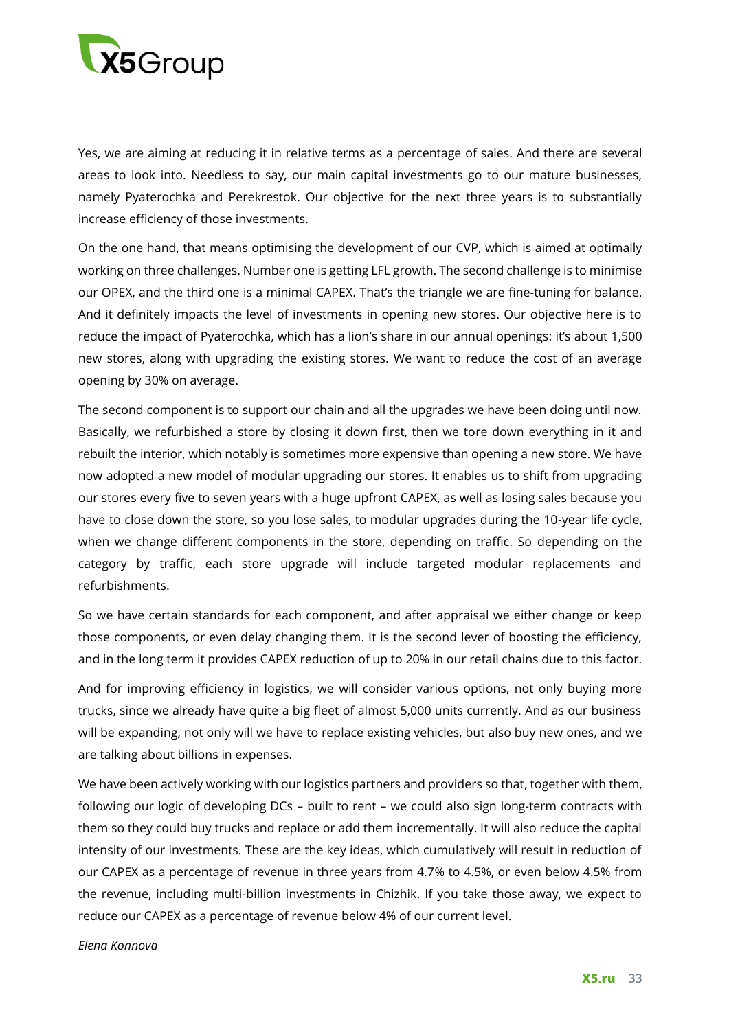Yes, we are aiming at reducing it in relative terms as a percentage of sales. And there are several areas to look into. Needless to say, our main capital investments go to our mature businesses, namely Pyaterochka and Perekrestok. Our objective for the next three years is to substantially increase efficiency of those investments.

On the one hand, that means optimising the development of our CVP, which is aimed at optimally working on three challenges. Number one is getting LFL growth. The second challenge is to minimise our OPEX, and the third one is a minimal CAPEX. That's the triangle we are fine-tuning for balance. And it definitely impacts the level of investments in opening new stores. Our objective here is to reduce the impact of Pyaterochka, which has a lion's share in our annual openings: it's about 1,500 new stores, along with upgrading the existing stores. We want to reduce the cost of an average opening by 30% on average.

The second component is to support our chain and all the upgrades we have been doing until now. Basically, we refurbished a store by closing it down first, then we tore down everything in it and rebuilt the interior, which notably is sometimes more expensive than opening a new store. We have now adopted a new model of modular upgrading our stores. It enables us to shift from upgrading our stores every five to seven years with a huge upfront CAPEX, as well as losing sales because you have to close down the store, so you lose sales, to modular upgrades during the 10-year life cycle, when we change different components in the store, depending on traffic. So depending on the category by traffic, each store upgrade will include targeted modular replacements and refurbishments.

So we have certain standards for each component, and after appraisal we either change or keep those components, or even delay changing them. It is the second lever of boosting the efficiency, and in the long term it provides CAPEX reduction of up to 20% in our retail chains due to this factor.

And for improving efficiency in logistics, we will consider various options, not only buying more trucks, since we already have quite a big fleet of almost 5,000 units currently. And as our business will be expanding, not only will we have to replace existing vehicles, but also buy new ones, and we are talking about billions in expenses.

We have been actively working with our logistics partners and providers so that, together with them, following our logic of developing DCs – built to rent – we could also sign long-term contracts with them so they could buy trucks and replace or add them incrementally. It will also reduce the capital intensity of our investments. These are the key ideas, which cumulatively will result in reduction of our CAPEX as a percentage of revenue in three years from 4.7% to 4.5%, or even below 4.5% from the revenue, including multi-billion investments in Chizhik. If you take those away, we expect to reduce our CAPEX as a percentage of revenue below 4% of our current level.

*Elena Konnova*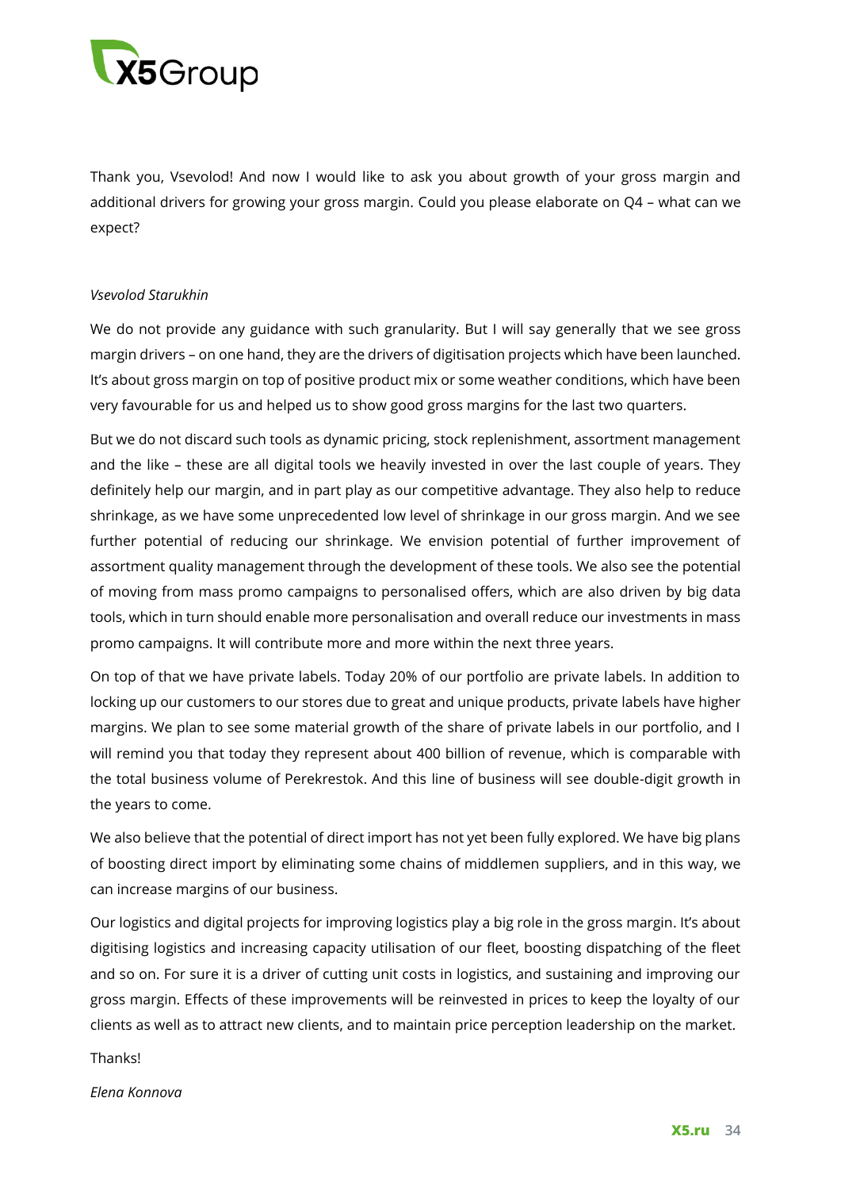Thank you, Vsevolod! And now I would like to ask you about growth of your gross margin and additional drivers for growing your gross margin. Could you please elaborate on Q4 – what can we expect?

*Vsevolod Starukhin*

We do not provide any guidance with such granularity. But I will say generally that we see gross margin drivers – on one hand, they are the drivers of digitisation projects which have been launched. It's about gross margin on top of positive product mix or some weather conditions, which have been very favourable for us and helped us to show good gross margins for the last two quarters.

But we do not discard such tools as dynamic pricing, stock replenishment, assortment management and the like – these are all digital tools we heavily invested in over the last couple of years. They definitely help our margin, and in part play as our competitive advantage. They also help to reduce shrinkage, as we have some unprecedented low level of shrinkage in our gross margin. And we see further potential of reducing our shrinkage. We envision potential of further improvement of assortment quality management through the development of these tools. We also see the potential of moving from mass promo campaigns to personalised offers, which are also driven by big data tools, which in turn should enable more personalisation and overall reduce our investments in mass promo campaigns. It will contribute more and more within the next three years.

On top of that we have private labels. Today 20% of our portfolio are private labels. In addition to locking up our customers to our stores due to great and unique products, private labels have higher margins. We plan to see some material growth of the share of private labels in our portfolio, and I will remind you that today they represent about 400 billion of revenue, which is comparable with the total business volume of Perekrestok. And this line of business will see double-digit growth in the years to come.

We also believe that the potential of direct import has not yet been fully explored. We have big plans of boosting direct import by eliminating some chains of middlemen suppliers, and in this way, we can increase margins of our business.

Our logistics and digital projects for improving logistics play a big role in the gross margin. It's about digitising logistics and increasing capacity utilisation of our fleet, boosting dispatching of the fleet and so on. For sure it is a driver of cutting unit costs in logistics, and sustaining and improving our gross margin. Effects of these improvements will be reinvested in prices to keep the loyalty of our clients as well as to attract new clients, and to maintain price perception leadership on the market.

Thanks!

*Elena Konnova*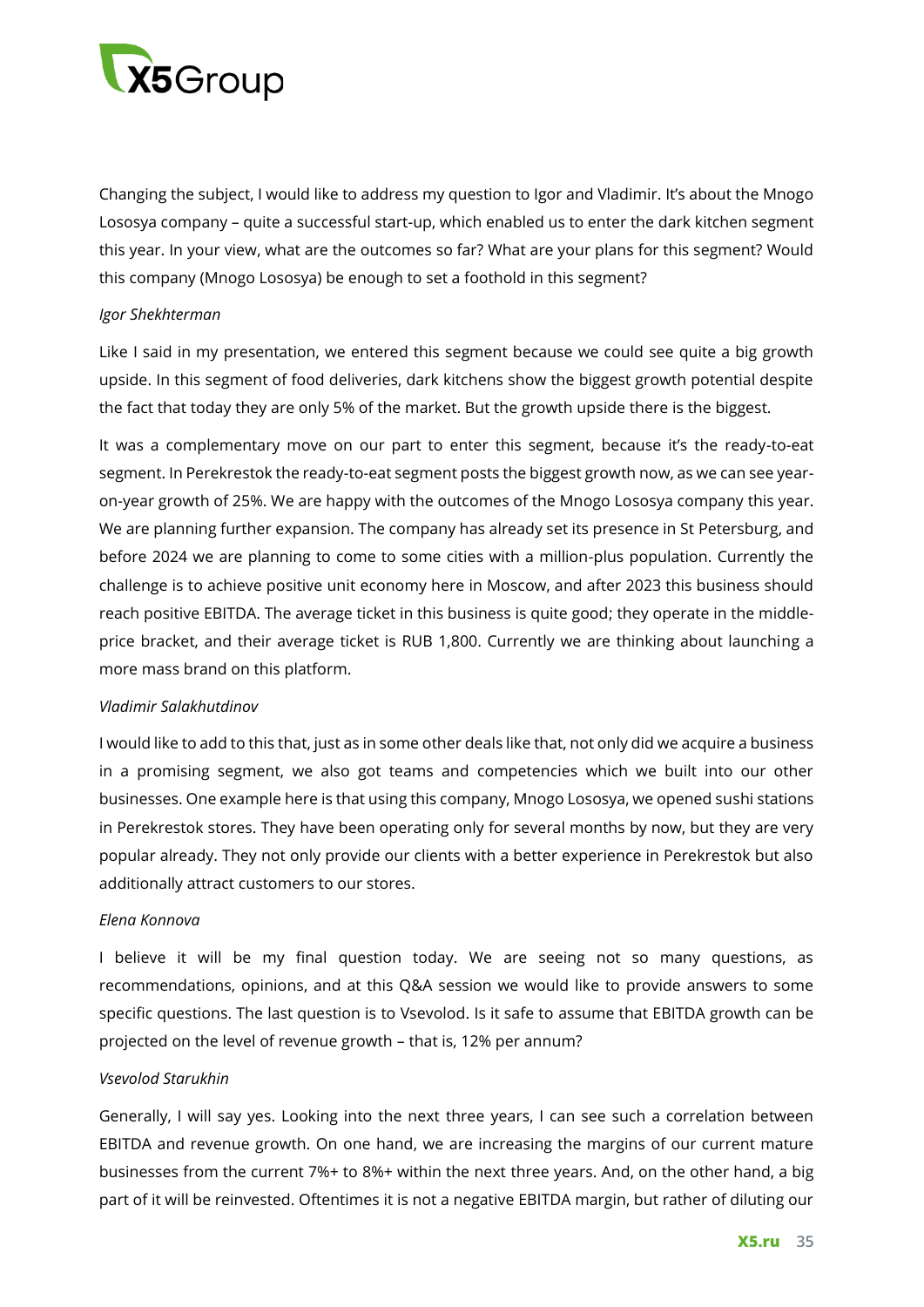Changing the subject, I would like to address my question to Igor and Vladimir. It's about the Mnogo Lososya company – quite a successful start-up, which enabled us to enter the dark kitchen segment this year. In your view, what are the outcomes so far? What are your plans for this segment? Would this company (Mnogo Lososya) be enough to set a foothold in this segment?

*Igor Shekhterman*

Like I said in my presentation, we entered this segment because we could see quite a big growth upside. In this segment of food deliveries, dark kitchens show the biggest growth potential despite the fact that today they are only 5% of the market. But the growth upside there is the biggest.

It was a complementary move on our part to enter this segment, because it's the ready-to-eat segment. In Perekrestok the ready-to-eat segment posts the biggest growth now, as we can see year-on-year growth of 25%. We are happy with the outcomes of the Mnogo Lososya company this year. We are planning further expansion. The company has already set its presence in St Petersburg, and before 2024 we are planning to come to some cities with a million-plus population. Currently the challenge is to achieve positive unit economy here in Moscow, and after 2023 this business should reach positive EBITDA. The average ticket in this business is quite good; they operate in the middle-price bracket, and their average ticket is RUB 1,800. Currently we are thinking about launching a more mass brand on this platform.

*Vladimir Salakhutdinov*

I would like to add to this that, just as in some other deals like that, not only did we acquire a business in a promising segment, we also got teams and competencies which we built into our other businesses. One example here is that using this company, Mnogo Lososya, we opened sushi stations in Perekrestok stores. They have been operating only for several months by now, but they are very popular already. They not only provide our clients with a better experience in Perekrestok but also additionally attract customers to our stores.

*Elena Konnova*

I believe it will be my final question today. We are seeing not so many questions, as recommendations, opinions, and at this Q&A session we would like to provide answers to some specific questions. The last question is to Vsevolod. Is it safe to assume that EBITDA growth can be projected on the level of revenue growth – that is, 12% per annum?

*Vsevolod Starukhin*

Generally, I will say yes. Looking into the next three years, I can see such a correlation between EBITDA and revenue growth. On one hand, we are increasing the margins of our current mature businesses from the current 7%+ to 8%+ within the next three years. And, on the other hand, a big part of it will be reinvested. Oftentimes it is not a negative EBITDA margin, but rather of diluting our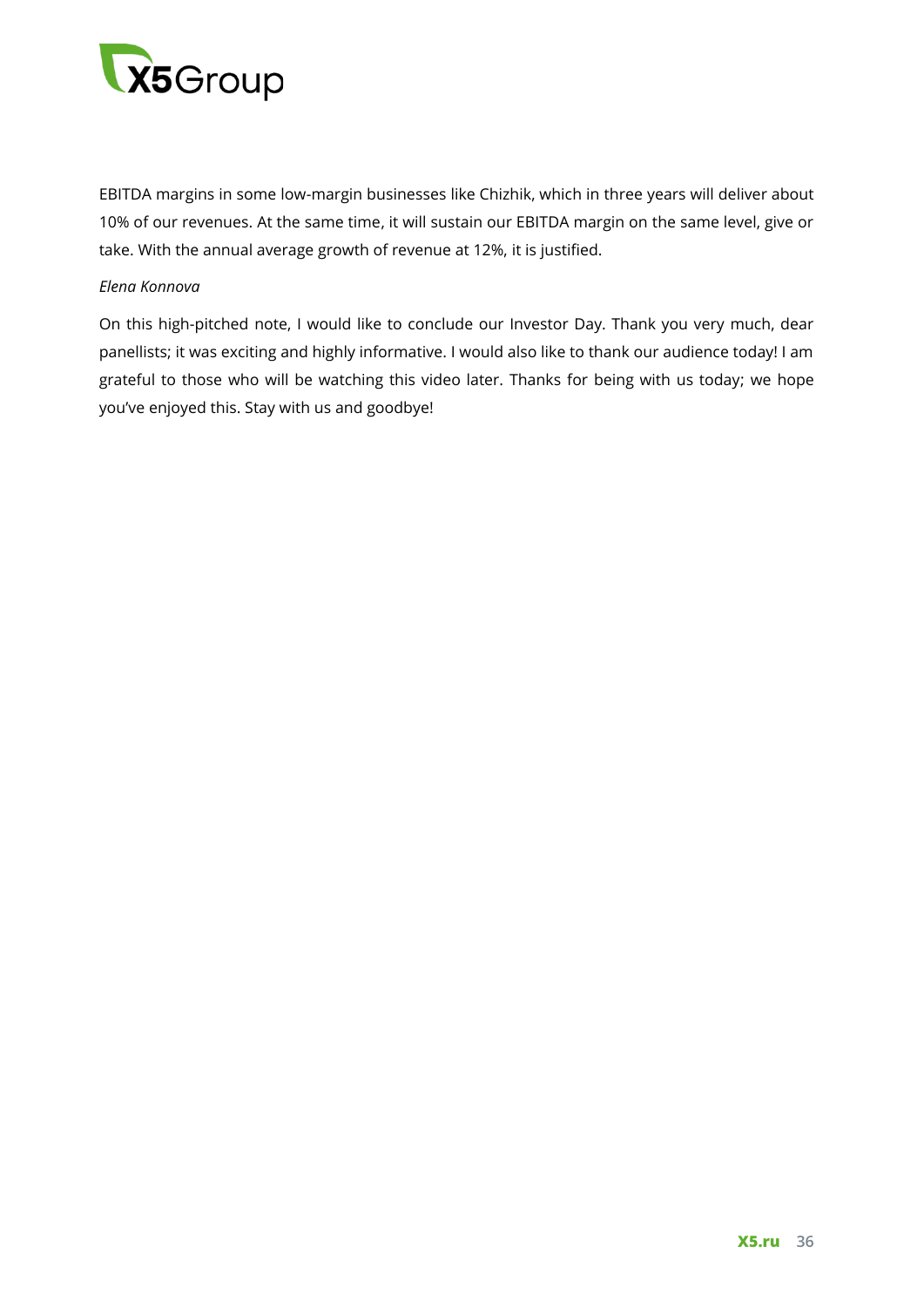EBITDA margins in some low-margin businesses like Chizhik, which in three years will deliver about 10% of our revenues. At the same time, it will sustain our EBITDA margin on the same level, give or take. With the annual average growth of revenue at 12%, it is justified.

*Elena Konnova*

On this high-pitched note, I would like to conclude our Investor Day. Thank you very much, dear panellists; it was exciting and highly informative. I would also like to thank our audience today! I am grateful to those who will be watching this video later. Thanks for being with us today; we hope you've enjoyed this. Stay with us and goodbye!